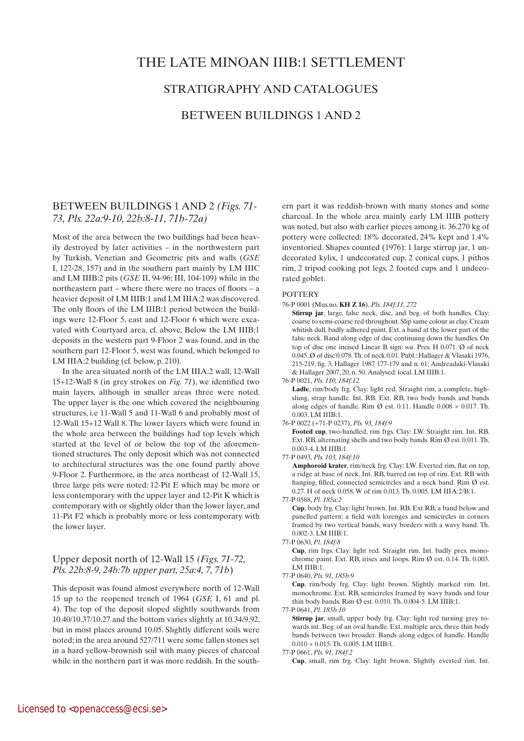# THE LATE MINOAN IIIB:1 SETTLEMENT

## STRATIGRAPHY AND CATALOGUES

## BETWEEN BUILDINGS 1 AND 2

### BETWEEN BUILDINGS 1 AND 2 *(Figs. 71-73, Pls. 22a:9-10, 22b:8-11, 71b-72a)*

Most of the area between the two buildings had been heavily destroyed by later activities – in the northwestern part by Turkish, Venetian and Geometric pits and walls (*GSE* I, 127-28, 157) and in the southern part mainly by LM IIIC and LM IIIB:2 pits (*GSE* II, 94-96; III, 104-109) while in the northeastern part – where there were no traces of floors – a heavier deposit of LM IIIB:1 and LM IIIA:2 was discovered. The only floors of the LM IIIB:1 period between the buildings were 12-Floor 5, east and 12-Floor 6 which were excavated with Courtyard area, cf. above. Below the LM IIIB:1 deposits in the western part 9-Floor 2 was found, and in the southern part 12-Floor 5, west was found, which belonged to LM IIIA:2 building (cf. below, p. 210).

In the area situated north of the LM IIIA:2 wall, 12-Wall 15+12-Wall 8 (in grey strokes on *Fig. 71*), we identified two main layers, although in smaller areas three were noted. The upper layer is the one which covered the neighbouring structures, i.e 11-Wall 5 and 11-Wall 6 and probably most of 12-Wall 15+12 Wall 8. The lower layers which were found in the whole area between the buildings had top levels which started at the level of or below the top of the aforementioned structures. The only deposit which was not connected to architectural structures was the one found partly above 9-Floor 2. Furthermore, in the area northeast of 12-Wall 15, three large pits were noted: 12-Pit E which may be more or less contemporary with the upper layer and 12-Pit K which is contemporary with or slightly older than the lower layer, and 11-Pit F2 which is probably more or less contemporary with the lower layer.

### Upper deposit north of 12-Wall 15 *(Figs. 71-72, Pls. 22b:8-9, 24b:7b upper part, 25a:4, 7, 71b)*

This deposit was found almost everywhere north of 12-Wall 15 up to the reopened trench of 1964 (*GSE* I, 61 and pl. 4). The top of the deposit sloped slightly southwards from 10.40/10.37/10.27 and the bottom varies slightly at 10.34/9.92, but in most places around 10.05. Slightly different soils were noted; in the area around 527/711 were some fallen stones set in a hard yellow-brownish soil with many pieces of charcoal while in the northern part it was more reddish. In the southern part it was reddish-brown with many stones and some charcoal. In the whole area mainly early LM IIIB pottery was noted, but also with earlier pieces among it. 36.270 kg of pottery were collected: 18% decorated, 24% kept and 1.4% inventoried. Shapes counted (1976): 1 large stirrup jar, 1 undecorated kylix, 1 undecorated cup, 2 conical cups, 1 pithos rim, 2 tripod cooking pot legs, 2 footed cups and 1 undecorated goblet.

#### POTTERY

76-P 0001 (Mus.no. **KH Z 16**), *Pls. 184f:11, 272*

**Stirrup jar**, large, false neck, disc, and beg. of both handles. Clay: coarse to semi-coarse red throughout. Slip same colour as clay. Cream whitish dull, badly adhered paint. Ext. a band at the lower part of the false neck. Band along edge of disc continuing down the handles. On top of disc one incised Linear B sign: *wa*. Pres. H 0.071. Ø of neck 0.045. Ø of disc 0.078. Th. of neck 0.01. Publ.: Hallager & Vlasaki 1976, 215-219, fig. 3; Hallager 1987 177-179 and n. 61; Andreadaki-Vlasaki & Hallager 2007, 20, n. 50. Analysed: local. LM IIIB:1.

76-P 0021, *Pls. 110, 184f:12*

**Ladle**, rim/body frg. Clay: light red. Straight rim, a complete, high-slung, strap handle. Int. RB. Ext. RB, two body bands and bands along edges of handle. Rim Ø est. 0.11. Handle 0.008 × 0.017. Th. 0.003. LM IIIB:1.

76-P 0022 (+71-P 0237), *Pls. 93, 184f:9*

**Footed cup**, two-handled, rim frgs. Clay: LW. Straight rim. Int. RB. Ext. RB, alternating shells and two body bands. Rim Ø est. 0.011. Th. 0.003-4. LM IIIB:1.

77-P 0493, *Pls. 103, 184f:10*

**Amphoroid krater**, rim/neck frg. Clay: LW. Everted rim, flat on top, a ridge at base of neck. Int. RB, barred on top of rim. Ext. RB with hanging, filled, connected semicircles and a neck band. Rim Ø est. 0.27. H of neck 0.058. W of rim 0.013. Th. 0.005. LM IIIA:2/B:1.

77-P 0588, *Pl. 185a:2*

**Cup**, body frg. Clay: light brown. Int. RB. Ext RB, a band below and panelled pattern: a field with lozenges and semicircles in corners framed by two vertical bands, wavy borders with a wavy band. Th. 0.002-3. LM IIIB:1.

77-P 0630, *Pl. 184f:8*

**Cup**, rim frgs. Clay: light red. Straight rim. Int. badly pres. monochrome paint. Ext. RB, irises and loops. Rim Ø est. 0.14. Th. 0.003. LM IIIB:1.

77-P 0640, *Pls. 91, 185b:9*

**Cup**, rim/body frg. Clay: light brown. Slightly marked rim. Int. monochrome. Ext. RB, semicircles framed by wavy bands and four thin body bands. Rim Ø est. 0.010. Th. 0.004-5. LM IIIB:1.

77-P 0641, *Pl. 185b:10*

**Stirrup jar**, small, upper body frg. Clay: light red turning grey towards int. Beg. of an oval handle. Ext. multiple arcs, three thin body bands between two broader. Bands along edges of handle. Handle 0.010 × 0.015. Th. 0.005. LM IIIB:1.

77-P 0661, *Pls. 91, 184f:2*

**Cup**, small, rim frg. Clay: light brown. Slightly everted rim. Int.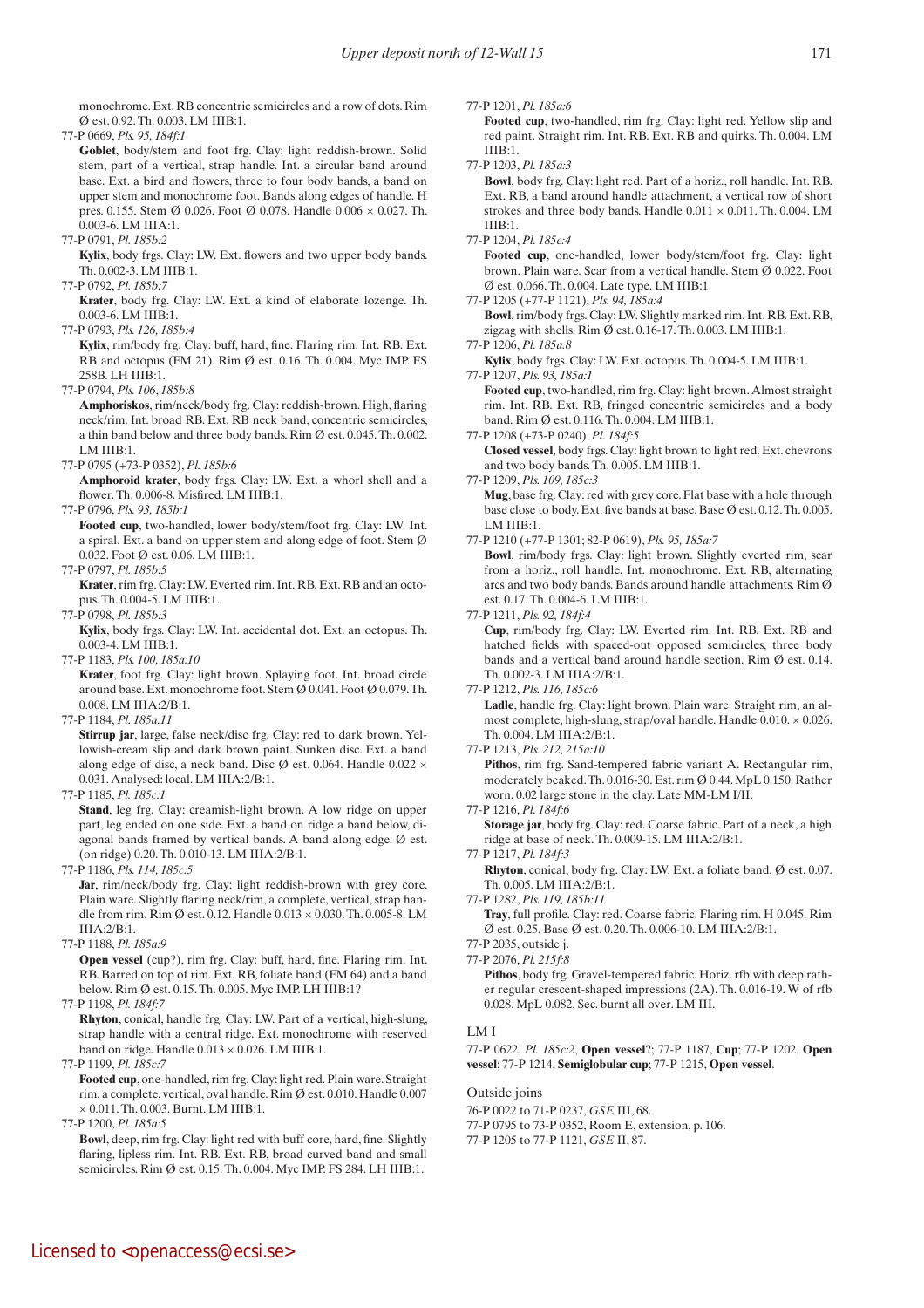monochrome. Ext. RB concentric semicircles and a row of dots. Rim Ø est. 0.92. Th. 0.003. LM IIIB:1.

77-P 0669, *Pls. 95, 184f:1*

**Goblet**, body/stem and foot frg. Clay: light reddish-brown. Solid stem, part of a vertical, strap handle. Int. a circular band around base. Ext. a bird and flowers, three to four body bands, a band on upper stem and monochrome foot. Bands along edges of handle. H pres. 0.155. Stem Ø 0.026. Foot Ø 0.078. Handle 0.006 × 0.027. Th. 0.003-6. LM IIIA:1.

77-P 0791, *Pl. 185b:2*

**Kylix**, body frgs. Clay: LW. Ext. flowers and two upper body bands. Th. 0.002-3. LM IIIB:1.

77-P 0792, *Pl. 185b:7*

**Krater**, body frg. Clay: LW. Ext. a kind of elaborate lozenge. Th. 0.003-6. LM IIIB:1.

77-P 0793, *Pls. 126, 185b:4*

**Kylix**, rim/body frg. Clay: buff, hard, fine. Flaring rim. Int. RB. Ext. RB and octopus (FM 21). Rim Ø est. 0.16. Th. 0.004. Myc IMP. FS 258B. LH IIIB:1.

77-P 0794, *Pls. 106, 185b:8*

**Amphoriskos**, rim/neck/body frg. Clay: reddish-brown. High, flaring neck/rim. Int. broad RB. Ext. RB neck band, concentric semicircles, a thin band below and three body bands. Rim Ø est. 0.045. Th. 0.002. LM IIIB:1.

77-P 0795 (+73-P 0352), *Pl. 185b:6*

**Amphoroid krater**, body frgs. Clay: LW. Ext. a whorl shell and a flower. Th. 0.006-8. Misfired. LM IIIB:1.

77-P 0796, *Pls. 93, 185b:1*

**Footed cup**, two-handled, lower body/stem/foot frg. Clay: LW. Int. a spiral. Ext. a band on upper stem and along edge of foot. Stem Ø 0.032. Foot Ø est. 0.06. LM IIIB:1.

77-P 0797, *Pl. 185b:5*

**Krater**, rim frg. Clay: LW. Everted rim. Int. RB. Ext. RB and an octopus. Th. 0.004-5. LM IIIB:1.

77-P 0798, *Pl. 185b:3*

**Kylix**, body frgs. Clay: LW. Int. accidental dot. Ext. an octopus. Th. 0.003-4. LM IIIB:1.

77-P 1183, *Pls. 100, 185a:10*

**Krater**, foot frg. Clay: light brown. Splaying foot. Int. broad circle around base. Ext. monochrome foot. Stem Ø 0.041. Foot Ø 0.079. Th. 0.008. LM IIIA:2/B:1.

77-P 1184, *Pl. 185a:11*

**Stirrup jar**, large, false neck/disc frg. Clay: red to dark brown. Yellowish-cream slip and dark brown paint. Sunken disc. Ext. a band along edge of disc, a neck band. Disc Ø est. 0.064. Handle 0.022 × 0.031. Analysed: local. LM IIIA:2/B:1.

77-P 1185, *Pl. 185c:1*

**Stand**, leg frg. Clay: creamish-light brown. A low ridge on upper part, leg ended on one side. Ext. a band on ridge a band below, diagonal bands framed by vertical bands. A band along edge. Ø est. (on ridge) 0.20. Th. 0.010-13. LM IIIA:2/B:1.

77-P 1186, *Pls. 114, 185c:5*

**Jar**, rim/neck/body frg. Clay: light reddish-brown with grey core. Plain ware. Slightly flaring neck/rim, a complete, vertical, strap handle from rim. Rim Ø est. 0.12. Handle 0.013 × 0.030. Th. 0.005-8. LM IIIA:2/B:1.

77-P 1188, *Pl. 185a:9*

**Open vessel** (cup?), rim frg. Clay: buff, hard, fine. Flaring rim. Int. RB. Barred on top of rim. Ext. RB, foliate band (FM 64) and a band below. Rim Ø est. 0.15. Th. 0.005. Myc IMP. LH IIIB:1?

77-P 1198, *Pl. 184f:7*

**Rhyton**, conical, handle frg. Clay: LW. Part of a vertical, high-slung, strap handle with a central ridge. Ext. monochrome with reserved band on ridge. Handle 0.013 × 0.026. LM IIIB:1.

77-P 1199, *Pl. 185c:7*

**Footed cup**, one-handled, rim frg. Clay: light red. Plain ware. Straight rim, a complete, vertical, oval handle. Rim Ø est. 0.010. Handle 0.007 × 0.011. Th. 0.003. Burnt. LM IIIB:1.

77-P 1200, *Pl. 185a:5*

**Bowl**, deep, rim frg. Clay: light red with buff core, hard, fine. Slightly flaring, lipless rim. Int. RB. Ext. RB, broad curved band and small semicircles. Rim Ø est. 0.15. Th. 0.004. Myc IMP. FS 284. LH IIIB:1.

77-P 1201, *Pl. 185a:6*

**Footed cup**, two-handled, rim frg. Clay: light red. Yellow slip and red paint. Straight rim. Int. RB. Ext. RB and quirks. Th. 0.004. LM IIIB:1.

77-P 1203, *Pl. 185a:3*

**Bowl**, body frg. Clay: light red. Part of a horiz., roll handle. Int. RB. Ext. RB, a band around handle attachment, a vertical row of short strokes and three body bands. Handle 0.011 × 0.011. Th. 0.004. LM IIIB:1.

77-P 1204, *Pl. 185c:4*

**Footed cup**, one-handled, lower body/stem/foot frg. Clay: light brown. Plain ware. Scar from a vertical handle. Stem Ø 0.022. Foot Ø est. 0.066. Th. 0.004. Late type. LM IIIB:1.

77-P 1205 (+77-P 1121), *Pls. 94, 185a:4*

**Bowl**, rim/body frgs. Clay: LW. Slightly marked rim. Int. RB. Ext. RB, zigzag with shells. Rim Ø est. 0.16-17. Th. 0.003. LM IIIB:1.

77-P 1206, *Pl. 185a:8*

**Kylix**, body frgs. Clay: LW. Ext. octopus. Th. 0.004-5. LM IIIB:1.

77-P 1207, *Pls. 93, 185a:1*

**Footed cup**, two-handled, rim frg. Clay: light brown. Almost straight rim. Int. RB. Ext. RB, fringed concentric semicircles and a body band. Rim Ø est. 0.116. Th. 0.004. LM IIIB:1.

77-P 1208 (+73-P 0240), *Pl. 184f:5*

**Closed vessel**, body frgs. Clay: light brown to light red. Ext. chevrons and two body bands. Th. 0.005. LM IIIB:1.

77-P 1209, *Pls. 109, 185c:3*

**Mug**, base frg. Clay: red with grey core. Flat base with a hole through base close to body. Ext. five bands at base. Base Ø est. 0.12. Th. 0.005. LM IIIB:1.

77-P 1210 (+77-P 1301; 82-P 0619), *Pls. 95, 185a:7*

**Bowl**, rim/body frgs. Clay: light brown. Slightly everted rim, scar from a horiz., roll handle. Int. monochrome. Ext. RB, alternating arcs and two body bands. Bands around handle attachments. Rim Ø est. 0.17. Th. 0.004-6. LM IIIB:1.

77-P 1211, *Pls. 92, 184f:4*

**Cup**, rim/body frg. Clay: LW. Everted rim. Int. RB. Ext. RB and hatched fields with spaced-out opposed semicircles, three body bands and a vertical band around handle section. Rim Ø est. 0.14. Th. 0.002-3. LM IIIA:2/B:1.

77-P 1212, *Pls. 116, 185c:6*

**Ladle**, handle frg. Clay: light brown. Plain ware. Straight rim, an almost complete, high-slung, strap/oval handle. Handle 0.010. × 0.026. Th. 0.004. LM IIIA:2/B:1.

77-P 1213, *Pls. 212, 215a:10*

**Pithos**, rim frg. Sand-tempered fabric variant A. Rectangular rim, moderately beaked. Th. 0.016-30. Est. rim Ø 0.44. MpL 0.150. Rather worn. 0.02 large stone in the clay. Late MM-LM I/II.

77-P 1216, *Pl. 184f:6*

**Storage jar**, body frg. Clay: red. Coarse fabric. Part of a neck, a high ridge at base of neck. Th. 0.009-15. LM IIIA:2/B:1.

77-P 1217, *Pl. 184f:3*

**Rhyton**, conical, body frg. Clay: LW. Ext. a foliate band. Ø est. 0.07. Th. 0.005. LM IIIA:2/B:1.

77-P 1282, *Pls. 119, 185b:11*

**Tray**, full profile. Clay: red. Coarse fabric. Flaring rim. H 0.045. Rim Ø est. 0.25. Base Ø est. 0.20. Th. 0.006-10. LM IIIA:2/B:1.

77-P 2035, outside j.

77-P 2076, *Pl. 215f:8*

**Pithos**, body frg. Gravel-tempered fabric. Horiz. rfb with deep rather regular crescent-shaped impressions (2A). Th. 0.016-19. W of rfb 0.028. MpL 0.082. Sec. burnt all over. LM III.

## LM I

77-P 0622, *Pl. 185c:2*, **Open vessel**?; 77-P 1187, **Cup**; 77-P 1202, **Open vessel**; 77-P 1214, **Semiglobular cup**; 77-P 1215, **Open vessel**.

## Outside joins

76-P 0022 to 71-P 0237, *GSE* III, 68.

77-P 0795 to 73-P 0352, Room E, extension, p. 106.

77-P 1205 to 77-P 1121, *GSE* II, 87.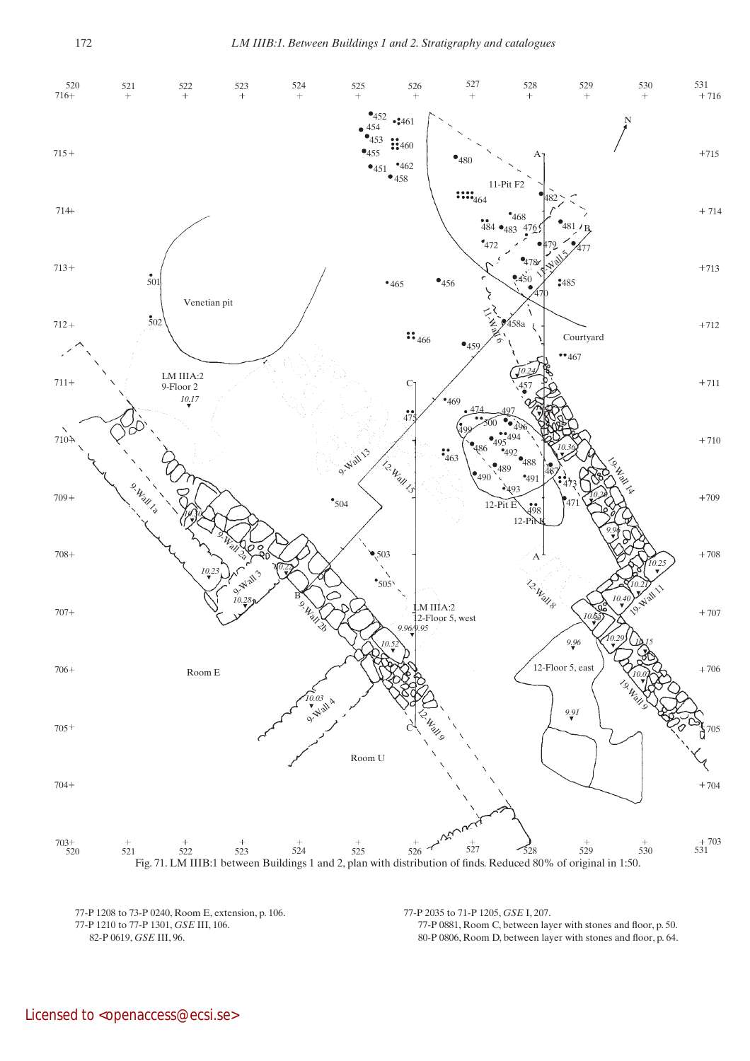Fig. 71. LM IIIB:1 between Buildings 1 and 2, plan with distribution of finds. Reduced 80% of original in 1:50.

77-P 1208 to 73-P 0240, Room E, extension, p. 106.
77-P 1210 to 77-P 1301, *GSE* III, 106.
82-P 0619, *GSE* III, 96.

77-P 2035 to 71-P 1205, *GSE* I, 207.
77-P 0881, Room C, between layer with stones and floor, p. 50.
80-P 0806, Room D, between layer with stones and floor, p. 64.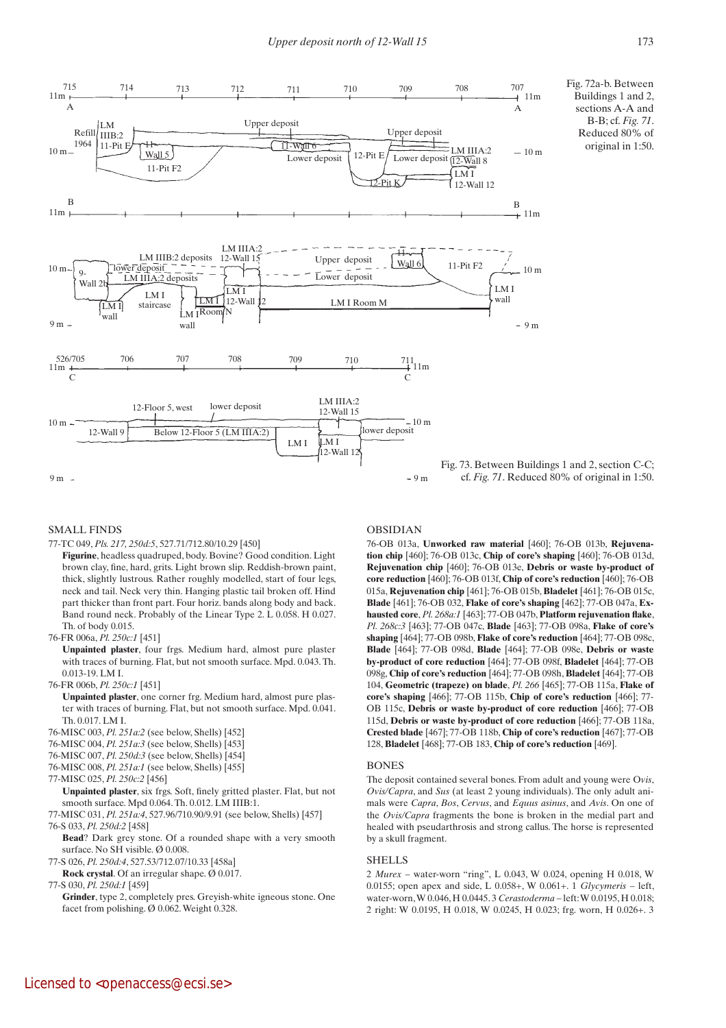Fig. 72a-b. Between Buildings 1 and 2, sections A-A and B-B; cf. *Fig. 71*. Reduced 80% of original in 1:50.

Fig. 73. Between Buildings 1 and 2, section C-C; cf. *Fig. 71*. Reduced 80% of original in 1:50.

## SMALL FINDS

77-TC 049, *Pls. 217, 250d:5*, 527.71/712.80/10.29 [450]

**Figurine**, headless quadruped, body. Bovine? Good condition. Light brown clay, fine, hard, grits. Light brown slip. Reddish-brown paint, thick, slightly lustrous. Rather roughly modelled, start of four legs, neck and tail. Neck very thin. Hanging plastic tail broken off. Hind part thicker than front part. Four horiz. bands along body and back. Band round neck. Probably of the Linear Type 2. L 0.058. H 0.027. Th. of body 0.015.

76-FR 006a, *Pl. 250c:1* [451]

**Unpainted plaster**, four frgs. Medium hard, almost pure plaster with traces of burning. Flat, but not smooth surface. Mpd. 0.043. Th. 0.013-19. LM I.

76-FR 006b, *Pl. 250c:1* [451]

**Unpainted plaster**, one corner frg. Medium hard, almost pure plaster with traces of burning. Flat, but not smooth surface. Mpd. 0.041. Th. 0.017. LM I.

76-MISC 003, *Pl. 251a:2* (see below, Shells) [452]

76-MISC 004, *Pl. 251a:3* (see below, Shells) [453]

76-MISC 007, *Pl. 250d:3* (see below, Shells) [454]

76-MISC 008, *Pl. 251a:1* (see below, Shells) [455]

77-MISC 025, *Pl. 250c:2* [456]

**Unpainted plaster**, six frgs. Soft, finely gritted plaster. Flat, but not smooth surface. Mpd 0.064. Th. 0.012. LM IIIB:1.

77-MISC 031, *Pl. 251a:4*, 527.96/710.90/9.91 (see below, Shells) [457]

76-S 023, *Pl. 250d:2* [458]

**Bead**? Dark grey stone. Of a rounded shape with a very smooth surface. No SH visible. Ø 0.008.

77-S 026, *Pl. 250d:4*, 527.53/712.07/10.33 [458a]

**Rock crystal**. Of an irregular shape. Ø 0.017.

77-S 030, *Pl. 250d:1* [459]

**Grinder**, type 2, completely pres. Greyish-white igneous stone. One facet from polishing. Ø 0.062. Weight 0.328.

## OBSIDIAN

76-OB 013a, **Unworked raw material** [460]; 76-OB 013b, **Rejuvenation chip** [460]; 76-OB 013c, **Chip of core's shaping** [460]; 76-OB 013d, **Rejuvenation chip** [460]; 76-OB 013e, **Debris or waste by-product of core reduction** [460]; 76-OB 013f, **Chip of core's reduction** [460]; 76-OB 015a, **Rejuvenation chip** [461]; 76-OB 015b, **Bladelet** [461]; 76-OB 015c, **Blade** [461]; 76-OB 032, **Flake of core's shaping** [462]; 77-OB 047a, **Exhausted core**, *Pl. 268a:1* [463]; 77-OB 047b, **Platform rejuvenation flake**, *Pl. 268c:3* [463]; 77-OB 047c, **Blade** [463]; 77-OB 098a, **Flake of core's shaping** [464]; 77-OB 098b, **Flake of core's reduction** [464]; 77-OB 098c, **Blade** [464]; 77-OB 098d, **Blade** [464]; 77-OB 098e, **Debris or waste by-product of core reduction** [464]; 77-OB 098f, **Bladelet** [464]; 77-OB 098g, **Chip of core's reduction** [464]; 77-OB 098h, **Bladelet** [464]; 77-OB 104, **Geometric (trapeze) on blade**, *Pl. 266* [465]; 77-OB 115a, **Flake of core's shaping** [466]; 77-OB 115b, **Chip of core's reduction** [466]; 77-OB 115c, **Debris or waste by-product of core reduction** [466]; 77-OB 115d, **Debris or waste by-product of core reduction** [466]; 77-OB 118a, **Crested blade** [467]; 77-OB 118b, **Chip of core's reduction** [467]; 77-OB 128, **Bladelet** [468]; 77-OB 183, **Chip of core's reduction** [469].

## BONES

The deposit contained several bones. From adult and young were O*vis*, *Ovis/Capra*, and *Sus* (at least 2 young individuals). The only adult animals were *Capra*, *Bos*, *Cervus*, and *Equus asinus*, and *Avis*. On one of the *Ovis/Capra* fragments the bone is broken in the medial part and healed with pseudarthrosis and strong callus. The horse is represented by a skull fragment.

## SHELLS

2 *Murex* – water-worn "ring", L 0.043, W 0.024, opening H 0.018, W 0.0155; open apex and side, L 0.058+, W 0.061+. 1 *Glycymeris* – left, water-worn, W 0.046, H 0.0445. 3 *Cerastoderma* – left: W 0.0195, H 0.018; 2 right: W 0.0195, H 0.018, W 0.0245, H 0.023; frg. worn, H 0.026+. 3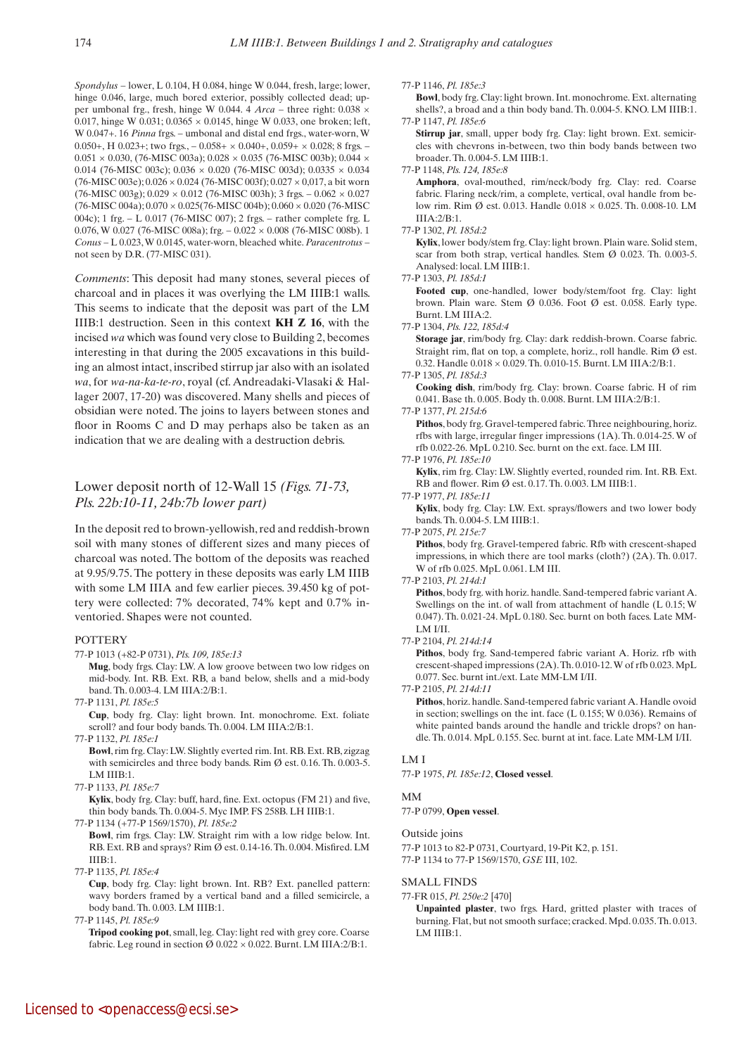*Spondylus* – lower, L 0.104, H 0.084, hinge W 0.044, fresh, large; lower, hinge 0.046, large, much bored exterior, possibly collected dead; upper umbonal frg., fresh, hinge W 0.044. 4 *Arca* – three right: 0.038 × 0.017, hinge W 0.031; 0.0365 × 0.0145, hinge W 0.033, one broken; left, W 0.047+. 16 *Pinna* frgs. – umbonal and distal end frgs., water-worn, W 0.050+, H 0.023+; two frgs., – 0.058+ × 0.040+, 0.059+ × 0.028; 8 frgs. – 0.051 × 0.030, (76-MISC 003a); 0.028 × 0.035 (76-MISC 003b); 0.044 × 0.014 (76-MISC 003c); 0.036 × 0.020 (76-MISC 003d); 0.0335 × 0.034 (76-MISC 003e); 0.026 × 0.024 (76-MISC 003f); 0.027 × 0.017, a bit worn (76-MISC 003g); 0.029 × 0.012 (76-MISC 003h); 3 frgs. – 0.062 × 0.027 (76-MISC 004a); 0.070 × 0.025(76-MISC 004b); 0.060 × 0.020 (76-MISC 004c); 1 frg. – L 0.017 (76-MISC 007); 2 frgs. – rather complete frg. L 0.076, W 0.027 (76-MISC 008a); frg. – 0.022 × 0.008 (76-MISC 008b). 1 *Conus* – L 0.023, W 0.0145, water-worn, bleached white. *Paracentrotus* – not seen by D.R. (77-MISC 031).

*Comments*: This deposit had many stones, several pieces of charcoal and in places it was overlying the LM IIIB:1 walls. This seems to indicate that the deposit was part of the LM IIIB:1 destruction. Seen in this context **KH Z 16**, with the incised *wa* which was found very close to Building 2, becomes interesting in that during the 2005 excavations in this building an almost intact, inscribed stirrup jar also with an isolated *wa*, for *wa-na-ka-te-ro*, royal (cf. Andreadaki-Vlasaki & Hallager 2007, 17-20) was discovered. Many shells and pieces of obsidian were noted. The joins to layers between stones and floor in Rooms C and D may perhaps also be taken as an indication that we are dealing with a destruction debris.

## Lower deposit north of 12-Wall 15 *(Figs. 71-73, Pls. 22b:10-11, 24b:7b lower part)*

In the deposit red to brown-yellowish, red and reddish-brown soil with many stones of different sizes and many pieces of charcoal was noted. The bottom of the deposits was reached at 9.95/9.75. The pottery in these deposits was early LM IIIB with some LM IIIA and few earlier pieces. 39.450 kg of pottery were collected: 7% decorated, 74% kept and 0.7% inventoried. Shapes were not counted.

### POTTERY

77-P 1013 (+82-P 0731), *Pls. 109, 185e:13*
**Mug**, body frgs. Clay: LW. A low groove between two low ridges on mid-body. Int. RB. Ext. RB, a band below, shells and a mid-body band. Th. 0.003-4. LM IIIA:2/B:1.

77-P 1131, *Pl. 185e:5*
**Cup**, body frg. Clay: light brown. Int. monochrome. Ext. foliate scroll? and four body bands. Th. 0.004. LM IIIA:2/B:1.

77-P 1132, *Pl. 185e:1*
**Bowl**, rim frg. Clay: LW. Slightly everted rim. Int. RB. Ext. RB, zigzag with semicircles and three body bands. Rim Ø est. 0.16. Th. 0.003-5. LM IIIB:1.

77-P 1133, *Pl. 185e:7*
**Kylix**, body frg. Clay: buff, hard, fine. Ext. octopus (FM 21) and five, thin body bands. Th. 0.004-5. Myc IMP. FS 258B. LH IIIB:1.

77-P 1134 (+77-P 1569/1570), *Pl. 185e:2*
**Bowl**, rim frgs. Clay: LW. Straight rim with a low ridge below. Int. RB. Ext. RB and sprays? Rim Ø est. 0.14-16. Th. 0.004. Misfired. LM IIIB:1.

77-P 1135, *Pl. 185e:4*
**Cup**, body frg. Clay: light brown. Int. RB? Ext. panelled pattern: wavy borders framed by a vertical band and a filled semicircle, a body band. Th. 0.003. LM IIIB:1.

77-P 1145, *Pl. 185e:9*
**Tripod cooking pot**, small, leg. Clay: light red with grey core. Coarse fabric. Leg round in section Ø 0.022 × 0.022. Burnt. LM IIIA:2/B:1.

77-P 1146, *Pl. 185e:3*
**Bowl**, body frg. Clay: light brown. Int. monochrome. Ext. alternating shells?, a broad and a thin body band. Th. 0.004-5. KNO. LM IIIB:1.

77-P 1147, *Pl. 185e:6*
**Stirrup jar**, small, upper body frg. Clay: light brown. Ext. semicircles with chevrons in-between, two thin body bands between two broader. Th. 0.004-5. LM IIIB:1.

77-P 1148, *Pls. 124, 185e:8*
**Amphora**, oval-mouthed, rim/neck/body frg. Clay: red. Coarse fabric. Flaring neck/rim, a complete, vertical, oval handle from below rim. Rim Ø est. 0.013. Handle 0.018 × 0.025. Th. 0.008-10. LM IIIA:2/B:1.

77-P 1302, *Pl. 185d:2*
**Kylix**, lower body/stem frg. Clay: light brown. Plain ware. Solid stem, scar from both strap, vertical handles. Stem Ø 0.023. Th. 0.003-5. Analysed: local. LM IIIB:1.

77-P 1303, *Pl. 185d:1*
**Footed cup**, one-handled, lower body/stem/foot frg. Clay: light brown. Plain ware. Stem Ø 0.036. Foot Ø est. 0.058. Early type. Burnt. LM IIIA:2.

77-P 1304, *Pls. 122, 185d:4*
**Storage jar**, rim/body frg. Clay: dark reddish-brown. Coarse fabric. Straight rim, flat on top, a complete, horiz., roll handle. Rim Ø est. 0.32. Handle 0.018 × 0.029. Th. 0.010-15. Burnt. LM IIIA:2/B:1.

77-P 1305, *Pl. 185d:3*
**Cooking dish**, rim/body frg. Clay: brown. Coarse fabric. H of rim 0.041. Base th. 0.005. Body th. 0.008. Burnt. LM IIIA:2/B:1.

77-P 1377, *Pl. 215d:6*
**Pithos**, body frg. Gravel-tempered fabric. Three neighbouring, horiz. rfbs with large, irregular finger impressions (1A). Th. 0.014-25. W of rfb 0.022-26. MpL 0.210. Sec. burnt on the ext. face. LM III.

77-P 1976, *Pl. 185e:10*
**Kylix**, rim frg. Clay: LW. Slightly everted, rounded rim. Int. RB. Ext. RB and flower. Rim Ø est. 0.17. Th. 0.003. LM IIIB:1.

77-P 1977, *Pl. 185e:11*
**Kylix**, body frg. Clay: LW. Ext. sprays/flowers and two lower body bands. Th. 0.004-5. LM IIIB:1.

77-P 2075, *Pl. 215e:7*
**Pithos**, body frg. Gravel-tempered fabric. Rfb with crescent-shaped impressions, in which there are tool marks (cloth?) (2A). Th. 0.017. W of rfb 0.025. MpL 0.061. LM III.

77-P 2103, *Pl. 214d:1*
**Pithos**, body frg. with horiz. handle. Sand-tempered fabric variant A. Swellings on the int. of wall from attachment of handle (L 0.15; W 0.047). Th. 0.021-24. MpL 0.180. Sec. burnt on both faces. Late MM-LM I/II.

77-P 2104, *Pl. 214d:14*
**Pithos**, body frg. Sand-tempered fabric variant A. Horiz. rfb with crescent-shaped impressions (2A). Th. 0.010-12. W of rfb 0.023. MpL 0.077. Sec. burnt int./ext. Late MM-LM I/II.

77-P 2105, *Pl. 214d:11*
**Pithos**, horiz. handle. Sand-tempered fabric variant A. Handle ovoid in section; swellings on the int. face (L 0.155; W 0.036). Remains of white painted bands around the handle and trickle drops? on handle. Th. 0.014. MpL 0.155. Sec. burnt at int. face. Late MM-LM I/II.

### LM I

77-P 1975, *Pl. 185e:12*, **Closed vessel**.

### MM

77-P 0799, **Open vessel**.

### Outside joins

77-P 1013 to 82-P 0731, Courtyard, 19-Pit K2, p. 151.
77-P 1134 to 77-P 1569/1570, *GSE* III, 102.

### SMALL FINDS

77-FR 015, *Pl. 250e:2* [470]
**Unpainted plaster**, two frgs. Hard, gritted plaster with traces of burning. Flat, but not smooth surface; cracked. Mpd. 0.035. Th. 0.013. LM IIIB:1.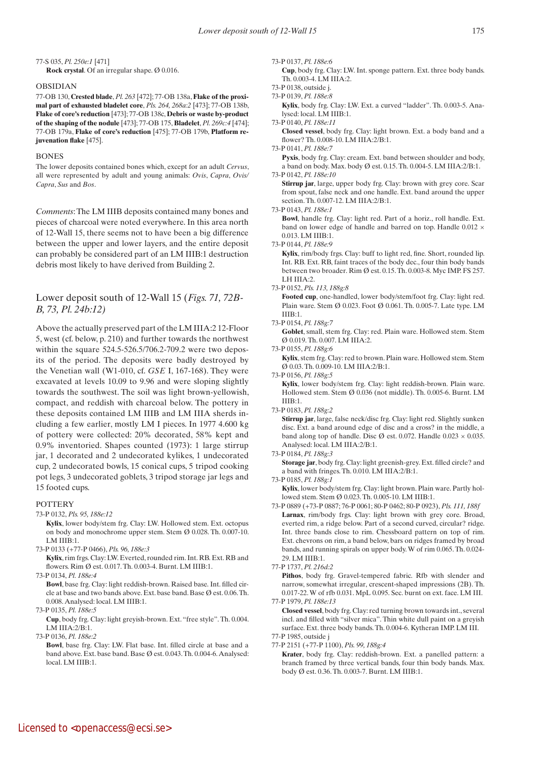77-S 035, *Pl. 250e:1* [471]
**Rock crystal**. Of an irregular shape. Ø 0.016.

OBSIDIAN

77-OB 130, **Crested blade**, *Pl. 263* [472]; 77-OB 138a, **Flake of the proximal part of exhausted bladelet core**, *Pls. 264, 268a:2* [473]; 77-OB 138b, **Flake of core's reduction** [473]; 77-OB 138c, **Debris or waste by-product of the shaping of the nodule** [473]; 77-OB 175, **Bladelet**, *Pl. 269c:4* [474]; 77-OB 179a, **Flake of core's reduction** [475]; 77-OB 179b, **Platform rejuvenation flake** [475].

BONES

The lower deposits contained bones which, except for an adult *Cervus*, all were represented by adult and young animals: *Ovis*, *Capra*, *Ovis/Capra*, *Sus* and *Bos*.

*Comments*: The LM IIIB deposits contained many bones and pieces of charcoal were noted everywhere. In this area north of 12-Wall 15, there seems not to have been a big difference between the upper and lower layers, and the entire deposit can probably be considered part of an LM IIIB:1 destruction debris most likely to have derived from Building 2.

## Lower deposit south of 12-Wall 15 (*Figs. 71, 72B-B, 73, Pl. 24b:12*)

Above the actually preserved part of the LM IIIA:2 12-Floor 5, west (cf. below, p. 210) and further towards the northwest within the square 524.5-526.5/706.2-709.2 were two deposits of the period. The deposits were badly destroyed by the Venetian wall (W1-010, cf. *GSE* I, 167-168). They were excavated at levels 10.09 to 9.96 and were sloping slightly towards the southwest. The soil was light brown-yellowish, compact, and reddish with charcoal below. The pottery in these deposits contained LM IIIB and LM IIIA sherds including a few earlier, mostly LM I pieces. In 1977 4.600 kg of pottery were collected: 20% decorated, 58% kept and 0.9% inventoried. Shapes counted (1973): 1 large stirrup jar, 1 decorated and 2 undecorated kylikes, 1 undecorated cup, 2 undecorated bowls, 15 conical cups, 5 tripod cooking pot legs, 3 undecorated goblets, 3 tripod storage jar legs and 15 footed cups.

POTTERY

73-P 0132, *Pls. 95, 188e:12*
**Kylix**, lower body/stem frg. Clay: LW. Hollowed stem. Ext. octopus on body and monochrome upper stem. Stem Ø 0.028. Th. 0.007-10. LM IIIB:1.

73-P 0133 (+77-P 0466), *Pls. 96, 188e:3*
**Kylix**, rim frgs. Clay: LW. Everted, rounded rim. Int. RB. Ext. RB and flowers. Rim Ø est. 0.017. Th. 0.003-4. Burnt. LM IIIB:1.

73-P 0134, *Pl. 188e:4*
**Bowl**, base frg. Clay: light reddish-brown. Raised base. Int. filled circle at base and two bands above. Ext. base band. Base Ø est. 0.06. Th. 0.008. Analysed: local. LM IIIB:1.

73-P 0135, *Pl. 188e:5*
**Cup**, body frg. Clay: light greyish-brown. Ext. "free style". Th. 0.004. LM IIIA:2/B:1.

73-P 0136, *Pl. 188e:2*
**Bowl**, base frg. Clay: LW. Flat base. Int. filled circle at base and a band above. Ext. base band. Base Ø est. 0.043. Th. 0.004-6. Analysed: local. LM IIIB:1.

73-P 0137, *Pl. 188e:6*
**Cup**, body frg. Clay: LW. Int. sponge pattern. Ext. three body bands. Th. 0.003-4. LM IIIA:2.

73-P 0138, outside j.

73-P 0139, *Pl. 188e:8*
**Kylix**, body frg. Clay: LW. Ext. a curved "ladder". Th. 0.003-5. Analysed: local. LM IIIB:1.

73-P 0140, *Pl. 188e:11*
**Closed vessel**, body frg. Clay: light brown. Ext. a body band and a flower? Th. 0.008-10. LM IIIA:2/B:1.

73-P 0141, *Pl. 188e:7*
**Pyxis**, body frg. Clay: cream. Ext. band between shoulder and body, a band on body. Max. body Ø est. 0.15. Th. 0.004-5. LM IIIA:2/B:1.

73-P 0142, *Pl. 188e:10*
**Stirrup jar**, large, upper body frg. Clay: brown with grey core. Scar from spout, false neck and one handle. Ext. band around the upper section. Th. 0.007-12. LM IIIA:2/B:1.

73-P 0143, *Pl. 188e:1*
**Bowl**, handle frg. Clay: light red. Part of a horiz., roll handle. Ext. band on lower edge of handle and barred on top. Handle 0.012 × 0.013. LM IIIB:1.

73-P 0144, *Pl. 188e:9*
**Kylix**, rim/body frgs. Clay: buff to light red, fine. Short, rounded lip. Int. RB. Ext. RB, faint traces of the body dec., four thin body bands between two broader. Rim Ø est. 0.15. Th. 0.003-8. Myc IMP. FS 257. LH IIIA:2.

73-P 0152, *Pls. 113, 188g:8*
**Footed cup**, one-handled, lower body/stem/foot frg. Clay: light red. Plain ware. Stem Ø 0.023. Foot Ø 0.061. Th. 0.005-7. Late type. LM IIIB:1.

73-P 0154, *Pl. 188g:7*
**Goblet**, small, stem frg. Clay: red. Plain ware. Hollowed stem. Stem Ø 0.019. Th. 0.007. LM IIIA:2.

73-P 0155, *Pl. 188g:6*
**Kylix**, stem frg. Clay: red to brown. Plain ware. Hollowed stem. Stem Ø 0.03. Th. 0.009-10. LM IIIA:2/B:1.

73-P 0156, *Pl. 188g:5*
**Kylix**, lower body/stem frg. Clay: light reddish-brown. Plain ware. Hollowed stem. Stem Ø 0.036 (not middle). Th. 0.005-6. Burnt. LM IIIB:1.

73-P 0183, *Pl. 188g:2*
**Stirrup jar**, large, false neck/disc frg. Clay: light red. Slightly sunken disc. Ext. a band around edge of disc and a cross? in the middle, a band along top of handle. Disc Ø est. 0.072. Handle 0.023 × 0.035. Analysed: local. LM IIIA:2/B:1.

73-P 0184, *Pl. 188g:3*
**Storage jar**, body frg. Clay: light greenish-grey. Ext. filled circle? and a band with fringes. Th. 0.010. LM IIIA:2/B:1.

73-P 0185, *Pl. 188g:1*
**Kylix**, lower body/stem frg. Clay: light brown. Plain ware. Partly hollowed stem. Stem Ø 0.023. Th. 0.005-10. LM IIIB:1.

73-P 0889 (+73-P 0887; 76-P 0061; 80-P 0462; 80-P 0923), *Pls. 111, 188f*
**Larnax**, rim/body frgs. Clay: light brown with grey core. Broad, everted rim, a ridge below. Part of a second curved, circular? ridge. Int. three bands close to rim. Chessboard pattern on top of rim. Ext. chevrons on rim, a band below, bars on ridges framed by broad bands, and running spirals on upper body. W of rim 0.065. Th. 0.024-29. LM IIIB:1.

77-P 1737, *Pl. 216d:2*
**Pithos**, body frg. Gravel-tempered fabric. Rfb with slender and narrow, somewhat irregular, crescent-shaped impressions (2B). Th. 0.017-22. W of rfb 0.031. MpL 0.095. Sec. burnt on ext. face. LM III.

77-P 1979, *Pl. 188e:13*
**Closed vessel**, body frg. Clay: red turning brown towards int., several incl. and filled with "silver mica". Thin white dull paint on a greyish surface. Ext. three body bands. Th. 0.004-6. Kytheran IMP. LM III.

77-P 1985, outside j

77-P 2151 (+77-P 1100), *Pls. 99, 188g:4*
**Krater**, body frg. Clay: reddish-brown. Ext. a panelled pattern: a branch framed by three vertical bands, four thin body bands. Max. body Ø est. 0.36. Th. 0.003-7. Burnt. LM IIIB:1.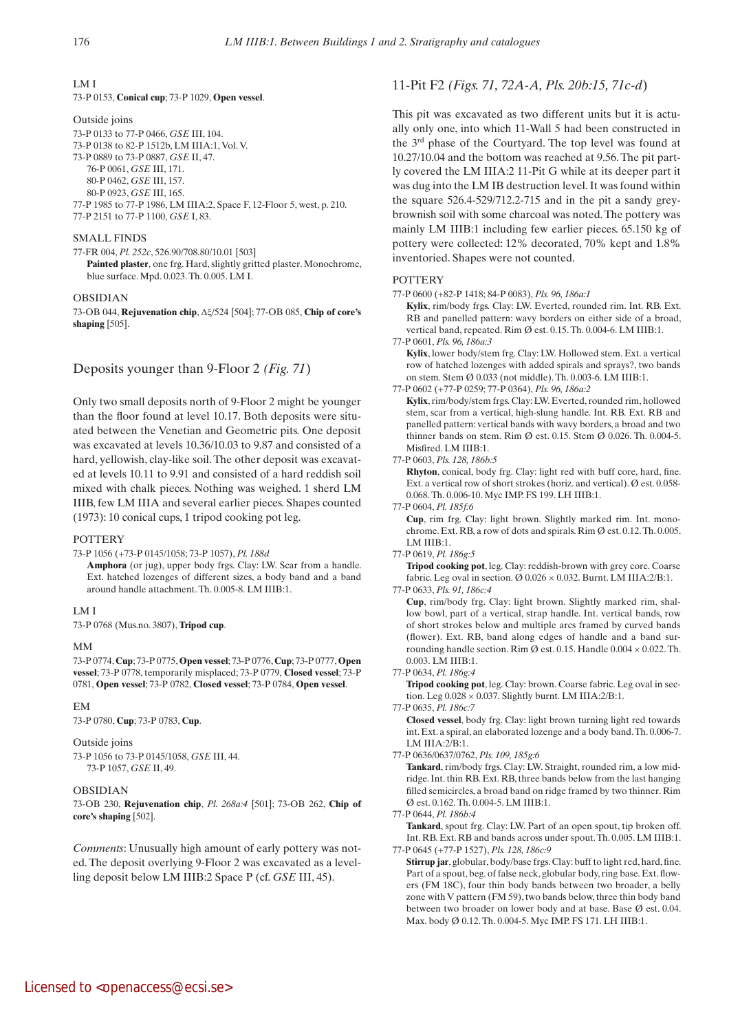LM I

73-P 0153, **Conical cup**; 73-P 1029, **Open vessel**.

Outside joins

73-P 0133 to 77-P 0466, *GSE* III, 104.
73-P 0138 to 82-P 1512b, LM IIIA:1, Vol. V.
73-P 0889 to 73-P 0887, *GSE* II, 47.
  76-P 0061, *GSE* III, 171.
  80-P 0462, *GSE* III, 157.
  80-P 0923, *GSE* III, 165.
77-P 1985 to 77-P 1986, LM IIIA:2, Space F, 12-Floor 5, west, p. 210.
77-P 2151 to 77-P 1100, *GSE* I, 83.

SMALL FINDS

77-FR 004, *Pl. 252c*, 526.90/708.80/10.01 [503]
**Painted plaster**, one frg. Hard, slightly gritted plaster. Monochrome, blue surface. Mpd. 0.023. Th. 0.005. LM I.

OBSIDIAN

73-OB 044, **Rejuvenation chip**, Δξ/524 [504]; 77-OB 085, **Chip of core's shaping** [505].

## Deposits younger than 9-Floor 2 *(Fig. 71)*

Only two small deposits north of 9-Floor 2 might be younger than the floor found at level 10.17. Both deposits were situated between the Venetian and Geometric pits. One deposit was excavated at levels 10.36/10.03 to 9.87 and consisted of a hard, yellowish, clay-like soil. The other deposit was excavated at levels 10.11 to 9.91 and consisted of a hard reddish soil mixed with chalk pieces. Nothing was weighed. 1 sherd LM IIIB, few LM IIIA and several earlier pieces. Shapes counted (1973): 10 conical cups, 1 tripod cooking pot leg.

POTTERY

73-P 1056 (+73-P 0145/1058; 73-P 1057), *Pl. 188d*
**Amphora** (or jug), upper body frgs. Clay: LW. Scar from a handle. Ext. hatched lozenges of different sizes, a body band and a band around handle attachment. Th. 0.005-8. LM IIIB:1.

LM I

73-P 0768 (Mus.no. 3807), **Tripod cup**.

MM

73-P 0774, **Cup**; 73-P 0775, **Open vessel**; 73-P 0776, **Cup**; 73-P 0777, **Open vessel**; 73-P 0778, temporarily misplaced; 73-P 0779, **Closed vessel**; 73-P 0781, **Open vessel**; 73-P 0782, **Closed vessel**; 73-P 0784, **Open vessel**.

EM

73-P 0780, **Cup**; 73-P 0783, **Cup**.

Outside joins

73-P 1056 to 73-P 0145/1058, *GSE* III, 44.
  73-P 1057, *GSE* II, 49.

OBSIDIAN

73-OB 230, **Rejuvenation chip**, *Pl. 268a:4* [501]; 73-OB 262, **Chip of core's shaping** [502].

*Comments*: Unusually high amount of early pottery was noted. The deposit overlying 9-Floor 2 was excavated as a levelling deposit below LM IIIB:2 Space P (cf. *GSE* III, 45).

## 11-Pit F2 *(Figs. 71, 72A-A, Pls. 20b:15, 71c-d)*

This pit was excavated as two different units but it is actually only one, into which 11-Wall 5 had been constructed in the 3rd phase of the Courtyard. The top level was found at 10.27/10.04 and the bottom was reached at 9.56. The pit partly covered the LM IIIA:2 11-Pit G while at its deeper part it was dug into the LM IB destruction level. It was found within the square 526.4-529/712.2-715 and in the pit a sandy greybrownish soil with some charcoal was noted. The pottery was mainly LM IIIB:1 including few earlier pieces. 65.150 kg of pottery were collected: 12% decorated, 70% kept and 1.8% inventoried. Shapes were not counted.

POTTERY

77-P 0600 (+82-P 1418; 84-P 0083), *Pls. 96, 186a:1*
**Kylix**, rim/body frgs. Clay: LW. Everted, rounded rim. Int. RB. Ext. RB and panelled pattern: wavy borders on either side of a broad, vertical band, repeated. Rim Ø est. 0.15. Th. 0.004-6. LM IIIB:1.

77-P 0601, *Pls. 96, 186a:3*
**Kylix**, lower body/stem frg. Clay: LW. Hollowed stem. Ext. a vertical row of hatched lozenges with added spirals and sprays?, two bands on stem. Stem Ø 0.033 (not middle). Th. 0.003-6. LM IIIB:1.

77-P 0602 (+77-P 0259; 77-P 0364), *Pls. 96, 186a:2*
**Kylix**, rim/body/stem frgs. Clay: LW. Everted, rounded rim, hollowed stem, scar from a vertical, high-slung handle. Int. RB. Ext. RB and panelled pattern: vertical bands with wavy borders, a broad and two thinner bands on stem. Rim Ø est. 0.15. Stem Ø 0.026. Th. 0.004-5. Misfired. LM IIIB:1.

77-P 0603, *Pls. 128, 186b:5*
**Rhyton**, conical, body frg. Clay: light red with buff core, hard, fine. Ext. a vertical row of short strokes (horiz. and vertical). Ø est. 0.058-0.068. Th. 0.006-10. Myc IMP. FS 199. LH IIIB:1.

77-P 0604, *Pl. 185f:6*
**Cup**, rim frg. Clay: light brown. Slightly marked rim. Int. monochrome. Ext. RB, a row of dots and spirals. Rim Ø est. 0.12. Th. 0.005. LM IIIB:1.

77-P 0619, *Pl. 186g:5*
**Tripod cooking pot**, leg. Clay: reddish-brown with grey core. Coarse fabric. Leg oval in section. Ø 0.026 × 0.032. Burnt. LM IIIA:2/B:1.

77-P 0633, *Pls. 91, 186c:4*
**Cup**, rim/body frg. Clay: light brown. Slightly marked rim, shallow bowl, part of a vertical, strap handle. Int. vertical bands, row of short strokes below and multiple arcs framed by curved bands (flower). Ext. RB, band along edges of handle and a band surrounding handle section. Rim Ø est. 0.15. Handle 0.004 × 0.022. Th. 0.003. LM IIIB:1.

77-P 0634, *Pl. 186g:4*
**Tripod cooking pot**, leg. Clay: brown. Coarse fabric. Leg oval in section. Ø 0.028 × 0.037. Slightly burnt. LM IIIA:2/B:1.

77-P 0635, *Pl. 186c:7*
**Closed vessel**, body frg. Clay: light brown turning light red towards int. Ext. a spiral, an elaborated lozenge and a body band. Th. 0.006-7. LM IIIA:2/B:1.

77-P 0636/0637/0762, *Pls. 109, 185g:6*
**Tankard**, rim/body frgs. Clay: LW. Straight, rounded rim, a low midridge. Int. thin RB. Ext. RB, three bands below from the last hanging filled semicircles, a broad band on ridge framed by two thinner. Rim Ø est. 0.162. Th. 0.004-5. LM IIIB:1.

77-P 0644, *Pl. 186b:4*
**Tankard**, spout frg. Clay: LW. Part of an open spout, tip broken off. Int. RB. Ext. RB and bands across under spout. Th. 0.005. LM IIIB:1.

77-P 0645 (+77-P 1527), *Pls. 128, 186c:9*
**Stirrup jar**, globular, body/base frgs. Clay: buff to light red, hard, fine. Part of a spout, beg. of false neck, globular body, ring base. Ext. flowers (FM 18C), four thin body bands between two broader, a belly zone with V pattern (FM 59), two bands below, three thin body band between two broader on lower body and at base. Base Ø est. 0.04. Max. body Ø 0.12. Th. 0.004-5. Myc IMP. FS 171. LH IIIB:1.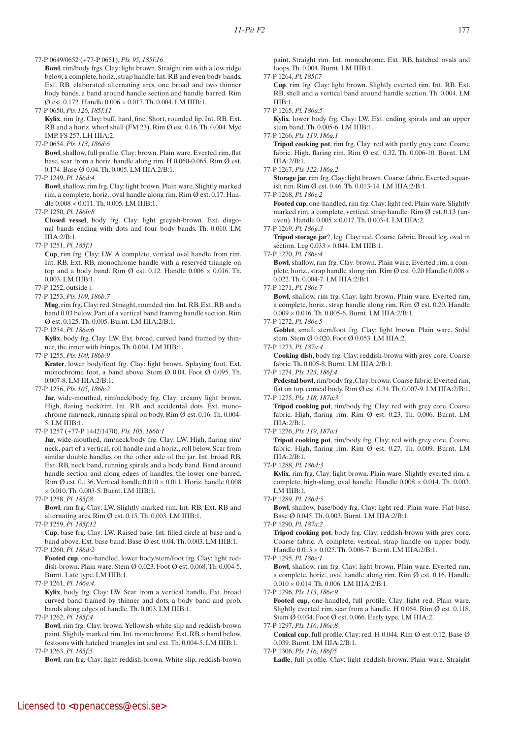77-P 0649/0652 (+77-P 0651), *Pls. 95, 185f:16*

**Bowl**, rim/body frgs. Clay: light brown. Straight rim with a low ridge below, a complete, horiz., strap handle. Int. RB and even body bands. Ext. RB, elaborated alternating arcs, one broad and two thinner body bands, a band around handle section and handle barred. Rim Ø est. 0.172. Handle 0.006 × 0.017. Th. 0.004. LM IIIB:1.

77-P 0650, *Pls. 126, 185f:11*

**Kylix**, rim frg. Clay: buff, hard, fine. Short, rounded lip. Int. RB. Ext. RB and a horiz. whorl shell (FM 23). Rim Ø est. 0.16. Th. 0.004. Myc IMP. FS 257. LH IIIA:2.

77-P 0654, *Pls. 113, 186d:6*

**Bowl**, shallow, full profile. Clay: brown. Plain ware. Everted rim, flat base, scar from a horiz. handle along rim. H 0.060-0.065. Rim Ø est. 0.174. Base Ø 0.04. Th. 0.005. LM IIIA:2/B:1.

77-P 1249, *Pl. 186d:4*

**Bowl**, shallow, rim frg. Clay: light brown. Plain ware. Slightly marked rim, a complete, horiz., oval handle along rim. Rim Ø est. 0.17. Handle 0.008 × 0.011. Th. 0.005. LM IIIB:1.

77-P 1250, *Pl. 186b:8*

**Closed vessel**, body frg. Clay: light greyish-brown. Ext. diagonal bands ending with dots and four body bands. Th. 0.010. LM IIIA:2/B:1.

77-P 1251, *Pl. 185f:1*

**Cup**, rim frg. Clay: LW. A complete, vertical oval handle from rim. Int. RB. Ext. RB, monochrome handle with a reserved triangle on top and a body band. Rim Ø est. 0.12. Handle 0.006 × 0.016. Th. 0.003. LM IIIB:1.

77-P 1252, outside j.

77-P 1253, *Pls. 109, 186b:7*

**Mug**, rim frg. Clay: red. Straight, rounded rim. Int. RB. Ext. RB and a band 0.03 below. Part of a vertical band framing handle section. Rim Ø est. 0.125. Th. 0.005. Burnt. LM IIIA:2/B:1.

77-P 1254, *Pl. 186a:6*

**Kylix**, body frg. Clay: LW. Ext. broad, curved band framed by thinner, the inner with fringes. Th. 0.004. LM IIIB:1.

77-P 1255, *Pls. 100, 186b:9*

**Krater**, lower body/foot frg. Clay: light brown. Splaying foot. Ext. monochrome foot, a band above. Stem Ø 0.04. Foot Ø 0.095. Th. 0.007-8. LM IIIA:2/B:1.

77-P 1256, *Pls. 105, 186b:2*

**Jar**, wide-mouthed, rim/neck/body frg. Clay: creamy light brown. High, flaring neck/rim. Int. RB and accidental dots. Ext. monochrome rim/neck, running spiral on body. Rim Ø est. 0.16. Th. 0.004-5. LM IIIB:1.

77-P 1257 (+77-P 1442/1470), *Pls. 105, 186b:1*

**Jar**, wide-mouthed, rim/neck/body frg. Clay: LW. High, flaring rim/neck, part of a vertical, roll handle and a horiz., roll below. Scar from similar double handles on the other side of the jar. Int. broad RB. Ext. RB, neck band, running spirals and a body band. Band around handle section and along edges of handles, the lower one barred. Rim Ø est. 0.136. Vertical handle 0.010 × 0.011. Horiz. handle 0.008 × 0.010. Th. 0.003-5. Burnt. LM IIIB:1.

77-P 1258, *Pl. 185f:8*

**Bowl**, rim frg. Clay: LW. Slightly marked rim. Int. RB. Ext. RB and alternating arcs. Rim Ø est. 0.15. Th. 0.003. LM IIIB:1.

77-P 1259, *Pl. 185f:12*

**Cup**, base frg. Clay: LW. Raised base. Int. filled circle at base and a band above. Ext. base band. Base Ø est. 0.04. Th. 0.003. LM IIIB:1.

77-P 1260, *Pl. 186d:2*

**Footed cup**, one-handled, lower body/stem/foot frg. Clay: light reddish-brown. Plain ware. Stem Ø 0.023. Foot Ø est. 0.068. Th. 0.004-5. Burnt. Late type. LM IIIB:1.

77-P 1261, *Pl. 186a:4*

**Kylix**, body frg. Clay: LW. Scar from a vertical handle. Ext. broad curved band framed by thinner and dots, a body band and prob. bands along edges of handle. Th. 0.003. LM IIIB:1.

77-P 1262, *Pl. 185f:4*

**Bowl**, rim frg. Clay: brown. Yellowish-white slip and reddish-brown paint. Slightly marked rim. Int. monochrome. Ext. RB, a band below, festoons with hatched triangles int and ext. Th. 0.004-5. LM IIIB:1.

77-P 1263, *Pl. 185f:5*

**Bowl**, rim frg. Clay: light reddish-brown. White slip, reddish-brown paint. Straight rim. Int. monochrome. Ext. RB, hatched ovals and loops. Th. 0.004. Burnt. LM IIIB:1.

77-P 1264, *Pl. 185f:7*

**Cup**, rim frg. Clay: light brown. Slightly everted rim. Int. RB. Ext. RB, shell and a vertical band around handle section. Th. 0.004. LM IIIB:1.

77-P 1265, *Pl. 186a:5*

**Kylix**, lower body frg. Clay: LW. Ext. ending spirals and an upper stem band. Th. 0.005-6. LM IIIB:1.

77-P 1266, *Pls. 119, 186g:1*

**Tripod cooking pot**, rim frg. Clay: red with partly grey core. Coarse fabric. High, flaring rim. Rim Ø est. 0.32. Th. 0.006-10. Burnt. LM IIIA:2/B:1.

77-P 1267, *Pls. 122, 186g:2*

**Storage jar**, rim frg. Clay: light brown. Coarse fabric. Everted, squarish rim. Rim Ø est. 0.46. Th. 0.013-14. LM IIIA:2/B:1.

77-P 1268, *Pl. 186e:2*

**Footed cup**, one-handled, rim frg. Clay: light red. Plain ware. Slightly marked rim, a complete, vertical, strap handle. Rim Ø est. 0.13 (uneven). Handle 0.005 × 0.017. Th. 0.003-4. LM IIIA:2.

77-P 1269, *Pl. 186g:3*

**Tripod storage jar**?, leg. Clay: red. Coarse fabric. Broad leg, oval in section. Leg 0.033 × 0.044. LM IIIB:1.

77-P 1270, *Pl. 186e:4*

**Bowl**, shallow, rim frg. Clay: brown. Plain ware. Everted rim, a complete, horiz., strap handle along rim. Rim Ø est. 0.20 Handle 0.008 × 0.022. Th. 0.004-7. LM IIIA:2/B:1.

77-P 1271, *Pl. 186e:7*

**Bowl**, shallow, rim frg. Clay: light brown. Plain ware. Everted rim, a complete, horiz., strap handle along rim. Rim Ø est. 0.20. Handle 0.009 × 0.016. Th. 0.005-6. Burnt. LM IIIA:2/B:1.

77-P 1272, *Pl. 186e:5*

**Goblet**, small, stem/foot frg. Clay: light brown. Plain ware. Solid stem. Stem Ø 0.020. Foot Ø 0.053. LM IIIA:2.

77-P 1273, *Pl. 187a:4*

**Cooking dish**, body frg. Clay: reddish-brown with grey core. Coarse fabric. Th. 0.005-8. Burnt. LM IIIA:2/B:1.

77-P 1274, *Pls. 123, 186f:4*

**Pedestal bowl**, rim/body frg. Clay: brown. Coarse fabric. Everted rim, flat on top, conical body. Rim Ø est. 0.34. Th. 0.007-9. LM IIIA:2/B:1.

77-P 1275, *Pls. 118, 187a:3*

**Tripod cooking pot**, rim/body frg. Clay: red with grey core. Coarse fabric. High, flaring rim. Rim Ø est. 0.23. Th. 0.006. Burnt. LM IIIA:2/B:1.

77-P 1276, *Pls. 119, 187a:1*

**Tripod cooking pot**, rim/body frg. Clay: red with grey core. Coarse fabric. High, flaring rim. Rim Ø est. 0.27. Th. 0.009. Burnt. LM IIIA:2/B:1.

77-P 1288, *Pl. 186d:3*

**Kylix**, rim frg. Clay: light brown. Plain ware. Slightly everted rim, a complete, high-slung, oval handle. Handle 0.008 × 0.014. Th. 0.003. LM IIIB:1.

77-P 1289, *Pl. 186d:5*

**Bowl**, shallow, base/body frg. Clay: light red. Plain ware. Flat base. Base Ø 0.045. Th. 0.003. Burnt. LM IIIA:2/B:1.

77-P 1290, *Pl. 187a:2*

**Tripod cooking pot**, body frg. Clay: reddish-brown with grey core. Coarse fabric. A complete, vertical, strap handle on upper body. Handle 0.013 × 0.025. Th. 0.006-7. Burnt. LM IIIA:2/B:1.

77-P 1295, *Pl. 186e:1*

**Bowl**, shallow, rim frg. Clay: light brown. Plain ware. Everted rim, a complete, horiz., oval handle along rim. Rim Ø est. 0.16. Handle 0.010 × 0.014. Th. 0.006. LM IIIA:2/B:1.

77-P 1296, *Pls. 113, 186e:9*

**Footed cup**, one-handled, full profile. Clay: light red. Plain ware. Slightly everted rim, scar from a handle. H 0.064. Rim Ø est. 0.118. Stem Ø 0.034. Foot Ø est. 0.066. Early type. LM IIIA:2.

77-P 1297, *Pls. 116, 186e:8*

**Conical cup**, full profile. Clay: red. H 0.044. Rim Ø est. 0.12. Base Ø 0.039. Burnt. LM IIIA:2/B:1.

77-P 1306, *Pls. 116, 186f:5*

**Ladle**, full profile. Clay: light reddish-brown. Plain ware. Straight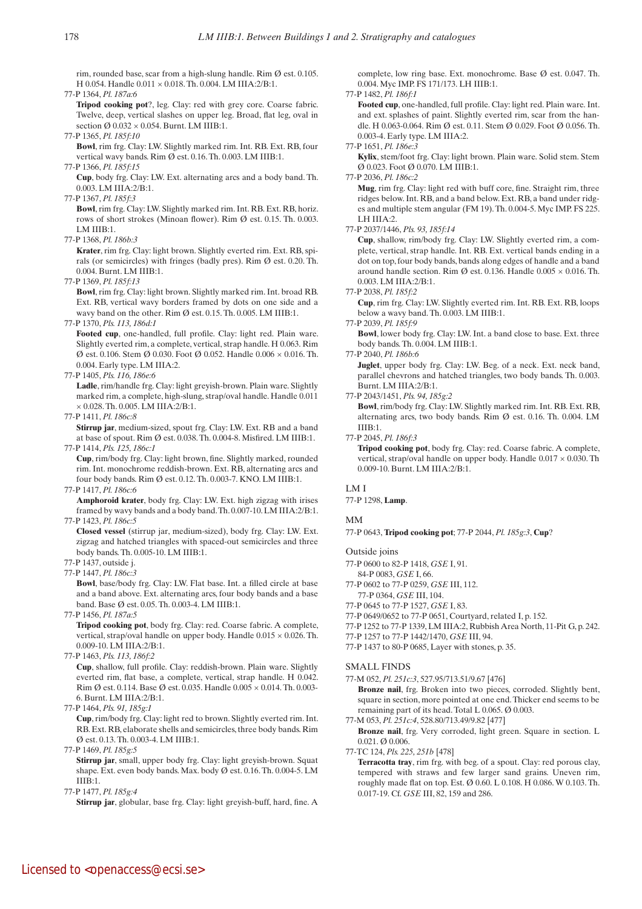rim, rounded base, scar from a high-slung handle. Rim Ø est. 0.105. H 0.054. Handle 0.011 × 0.018. Th. 0.004. LM IIIA:2/B:1.

77-P 1364, *Pl. 187a:6*
**Tripod cooking pot**?, leg. Clay: red with grey core. Coarse fabric. Twelve, deep, vertical slashes on upper leg. Broad, flat leg, oval in section Ø 0.032 × 0.054. Burnt. LM IIIB:1.

77-P 1365, *Pl. 185f:10*
**Bowl**, rim frg. Clay: LW. Slightly marked rim. Int. RB. Ext. RB, four vertical wavy bands. Rim Ø est. 0.16. Th. 0.003. LM IIIB:1.

77-P 1366, *Pl. 185f:15*
**Cup**, body frg. Clay: LW. Ext. alternating arcs and a body band. Th. 0.003. LM IIIA:2/B:1.

77-P 1367, *Pl. 185f:3*
**Bowl**, rim frg. Clay: LW. Slightly marked rim. Int. RB. Ext. RB, horiz. rows of short strokes (Minoan flower). Rim Ø est. 0.15. Th. 0.003. LM IIIB:1.

77-P 1368, *Pl. 186b:3*
**Krater**, rim frg. Clay: light brown. Slightly everted rim. Ext. RB, spirals (or semicircles) with fringes (badly pres). Rim Ø est. 0.20. Th. 0.004. Burnt. LM IIIB:1.

77-P 1369, *Pl. 185f:13*
**Bowl**, rim frg. Clay: light brown. Slightly marked rim. Int. broad RB. Ext. RB, vertical wavy borders framed by dots on one side and a wavy band on the other. Rim Ø est. 0.15. Th. 0.005. LM IIIB:1.

77-P 1370, *Pls. 113, 186d:1*
**Footed cup**, one-handled, full profile. Clay: light red. Plain ware. Slightly everted rim, a complete, vertical, strap handle. H 0.063. Rim Ø est. 0.106. Stem Ø 0.030. Foot Ø 0.052. Handle 0.006 × 0.016. Th. 0.004. Early type. LM IIIA:2.

77-P 1405, *Pls. 116, 186e:6*
**Ladle**, rim/handle frg. Clay: light greyish-brown. Plain ware. Slightly marked rim, a complete, high-slung, strap/oval handle. Handle 0.011 × 0.028. Th. 0.005. LM IIIA:2/B:1.

77-P 1411, *Pl. 186c:8*
**Stirrup jar**, medium-sized, spout frg. Clay: LW. Ext. RB and a band at base of spout. Rim Ø est. 0.038. Th. 0.004-8. Misfired. LM IIIB:1.

77-P 1414, *Pls. 125, 186c:1*
**Cup**, rim/body frg. Clay: light brown, fine. Slightly marked, rounded rim. Int. monochrome reddish-brown. Ext. RB, alternating arcs and four body bands. Rim Ø est. 0.12. Th. 0.003-7. KNO. LM IIIB:1.

77-P 1417, *Pl. 186c:6*
**Amphoroid krater**, body frg. Clay: LW. Ext. high zigzag with irises framed by wavy bands and a body band. Th. 0.007-10. LM IIIA:2/B:1.

77-P 1423, *Pl. 186c:5*
**Closed vessel** (stirrup jar, medium-sized), body frg. Clay: LW. Ext. zigzag and hatched triangles with spaced-out semicircles and three body bands. Th. 0.005-10. LM IIIB:1.

77-P 1437, outside j.

77-P 1447, *Pl. 186c:3*
**Bowl**, base/body frg. Clay: LW. Flat base. Int. a filled circle at base and a band above. Ext. alternating arcs, four body bands and a base band. Base Ø est. 0.05. Th. 0.003-4. LM IIIB:1.

77-P 1456, *Pl. 187a:5*
**Tripod cooking pot**, body frg. Clay: red. Coarse fabric. A complete, vertical, strap/oval handle on upper body. Handle 0.015 × 0.026. Th. 0.009-10. LM IIIA:2/B:1.

77-P 1463, *Pls. 113, 186f:2*
**Cup**, shallow, full profile. Clay: reddish-brown. Plain ware. Slightly everted rim, flat base, a complete, vertical, strap handle. H 0.042. Rim Ø est. 0.114. Base Ø est. 0.035. Handle 0.005 × 0.014. Th. 0.003-6. Burnt. LM IIIA:2/B:1.

77-P 1464, *Pls. 91, 185g:1*
**Cup**, rim/body frg. Clay: light red to brown. Slightly everted rim. Int. RB. Ext. RB, elaborate shells and semicircles, three body bands. Rim Ø est. 0.13. Th. 0.003-4. LM IIIB:1.

77-P 1469, *Pl. 185g:5*
**Stirrup jar**, small, upper body frg. Clay: light greyish-brown. Squat shape. Ext. even body bands. Max. body Ø est. 0.16. Th. 0.004-5. LM IIIB:1.

77-P 1477, *Pl. 185g:4*
**Stirrup jar**, globular, base frg. Clay: light greyish-buff, hard, fine. A complete, low ring base. Ext. monochrome. Base Ø est. 0.047. Th. 0.004. Myc IMP. FS 171/173. LH IIIB:1.

77-P 1482, *Pl. 186f:1*
**Footed cup**, one-handled, full profile. Clay: light red. Plain ware. Int. and ext. splashes of paint. Slightly everted rim, scar from the handle. H 0.063-0.064. Rim Ø est. 0.11. Stem Ø 0.029. Foot Ø 0.056. Th. 0.003-4. Early type. LM IIIA:2.

77-P 1651, *Pl. 186e:3*
**Kylix**, stem/foot frg. Clay: light brown. Plain ware. Solid stem. Stem Ø 0.023. Foot Ø 0.070. LM IIIB:1.

77-P 2036, *Pl. 186c:2*
**Mug**, rim frg. Clay: light red with buff core, fine. Straight rim, three ridges below. Int. RB, and a band below. Ext. RB, a band under ridges and multiple stem angular (FM 19). Th. 0.004-5. Myc IMP. FS 225. LH IIIA:2.

77-P 2037/1446, *Pls. 93, 185f:14*
**Cup**, shallow, rim/body frg. Clay: LW. Slightly everted rim, a complete, vertical, strap handle. Int. RB. Ext. vertical bands ending in a dot on top, four body bands, bands along edges of handle and a band around handle section. Rim Ø est. 0.136. Handle 0.005 × 0.016. Th. 0.003. LM IIIA:2/B:1.

77-P 2038, *Pl. 185f:2*
**Cup**, rim frg. Clay: LW. Slightly everted rim. Int. RB. Ext. RB, loops below a wavy band. Th. 0.003. LM IIIB:1.

77-P 2039, *Pl. 185f:9*
**Bowl**, lower body frg. Clay: LW. Int. a band close to base. Ext. three body bands. Th. 0.004. LM IIIB:1.

77-P 2040, *Pl. 186b:6*
**Juglet**, upper body frg. Clay: LW. Beg. of a neck. Ext. neck band, parallel chevrons and hatched triangles, two body bands. Th. 0.003. Burnt. LM IIIA:2/B:1.

77-P 2043/1451, *Pls. 94, 185g:2*
**Bowl**, rim/body frg. Clay: LW. Slightly marked rim. Int. RB. Ext. RB, alternating arcs, two body bands. Rim Ø est. 0.16. Th. 0.004. LM IIIB:1.

77-P 2045, *Pl. 186f:3*
**Tripod cooking pot**, body frg. Clay: red. Coarse fabric. A complete, vertical, strap/oval handle on upper body. Handle 0.017 × 0.030. Th 0.009-10. Burnt. LM IIIA:2/B:1.

LM I

77-P 1298, **Lamp**.

MM

77-P 0643, **Tripod cooking pot**; 77-P 2044, *Pl. 185g:3*, **Cup**?

Outside joins

77-P 0600 to 82-P 1418, *GSE* I, 91.
84-P 0083, *GSE* I, 66.
77-P 0602 to 77-P 0259, *GSE* III, 112.
77-P 0364, *GSE* III, 104.
77-P 0645 to 77-P 1527, *GSE* I, 83.
77-P 0649/0652 to 77-P 0651, Courtyard, related I, p. 152.
77-P 1252 to 77-P 1339, LM IIIA:2, Rubbish Area North, 11-Pit G, p. 242.
77-P 1257 to 77-P 1442/1470, *GSE* III, 94.
77-P 1437 to 80-P 0685, Layer with stones, p. 35.

SMALL FINDS

77-M 052, *Pl. 251c:3*, 527.95/713.51/9.67 [476]
**Bronze nail**, frg. Broken into two pieces, corroded. Slightly bent, square in section, more pointed at one end. Thicker end seems to be remaining part of its head. Total L 0.065. Ø 0.003.

77-M 053, *Pl. 251c:4*, 528.80/713.49/9.82 [477]
**Bronze nail**, frg. Very corroded, light green. Square in section. L 0.021. Ø 0.006.

77-TC 124, *Pls. 225, 251b* [478]
**Terracotta tray**, rim frg. with beg. of a spout. Clay: red porous clay, tempered with straws and few larger sand grains. Uneven rim, roughly made flat on top. Est. Ø 0.60. L 0.108. H 0.086. W 0.103. Th. 0.017-19. Cf. *GSE* III, 82, 159 and 286.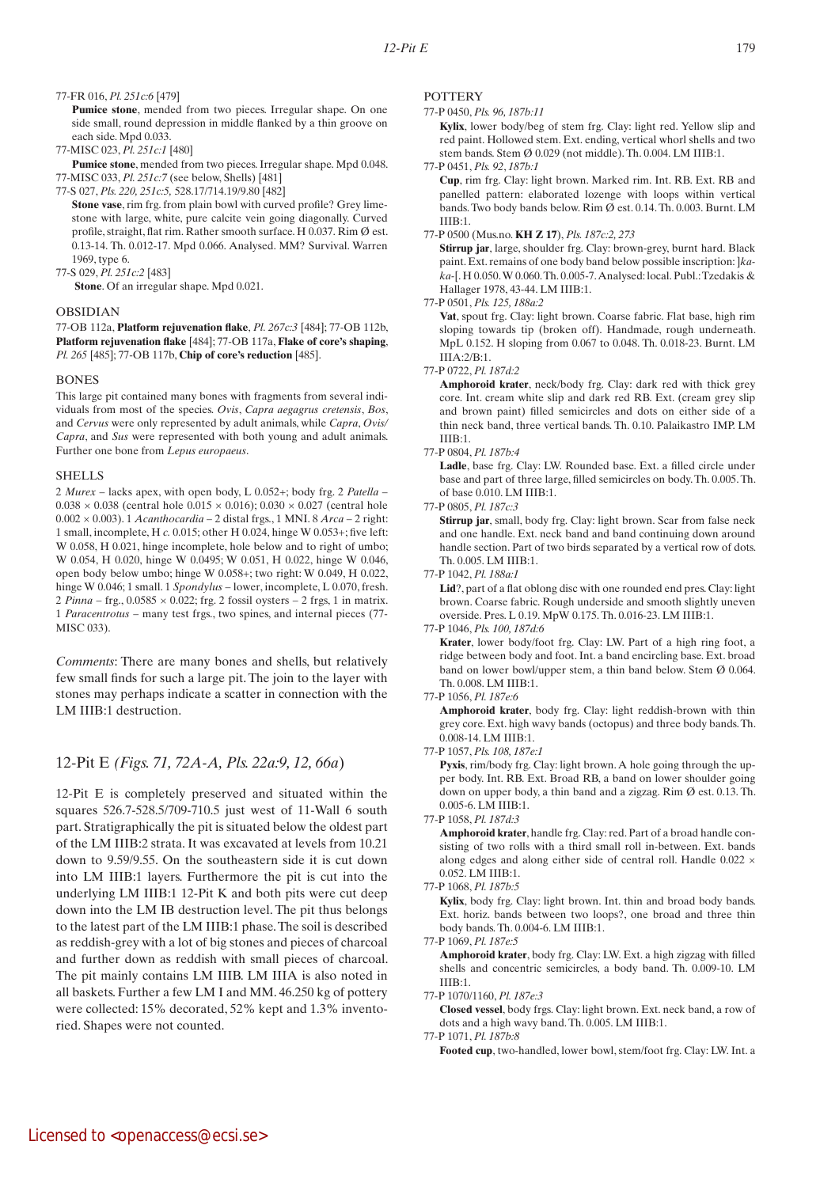77-FR 016, *Pl. 251c:6* [479]

**Pumice stone**, mended from two pieces. Irregular shape. On one side small, round depression in middle flanked by a thin groove on each side. Mpd 0.033.

77-MISC 023, *Pl. 251c:1* [480]

**Pumice stone**, mended from two pieces. Irregular shape. Mpd 0.048.

77-MISC 033, *Pl. 251c:7* (see below, Shells) [481]

77-S 027, *Pls. 220, 251c:5,* 528.17/714.19/9.80 [482]

**Stone vase**, rim frg. from plain bowl with curved profile? Grey limestone with large, white, pure calcite vein going diagonally. Curved profile, straight, flat rim. Rather smooth surface. H 0.037. Rim Ø est. 0.13-14. Th. 0.012-17. Mpd 0.066. Analysed. MM? Survival. Warren 1969, type 6.

77-S 029, *Pl. 251c:2* [483]

**Stone**. Of an irregular shape. Mpd 0.021.

### OBSIDIAN

77-OB 112a, **Platform rejuvenation flake**, *Pl. 267c:3* [484]; 77-OB 112b, **Platform rejuvenation flake** [484]; 77-OB 117a, **Flake of core's shaping**, *Pl. 265* [485]; 77-OB 117b, **Chip of core's reduction** [485].

### BONES

This large pit contained many bones with fragments from several individuals from most of the species. *Ovis*, *Capra aegagrus cretensis*, *Bos*, and *Cervus* were only represented by adult animals, while *Capra*, *Ovis/Capra*, and *Sus* were represented with both young and adult animals. Further one bone from *Lepus europaeus*.

### SHELLS

2 *Murex* – lacks apex, with open body, L 0.052+; body frg. 2 *Patella* – 0.038 × 0.038 (central hole 0.015 × 0.016); 0.030 × 0.027 (central hole 0.002 × 0.003). 1 *Acanthocardia* – 2 distal frgs., 1 MNI. 8 *Arca* – 2 right: 1 small, incomplete, H *c.* 0.015; other H 0.024, hinge W 0.053+; five left: W 0.058, H 0.021, hinge incomplete, hole below and to right of umbo; W 0.054, H 0.020, hinge W 0.0495; W 0.051, H 0.022, hinge W 0.046, open body below umbo; hinge W 0.058+; two right: W 0.049, H 0.022, hinge W 0.046; 1 small. 1 *Spondylus* – lower, incomplete, L 0.070, fresh. 2 *Pinna* – frg., 0.0585 × 0.022; frg. 2 fossil oysters – 2 frgs, 1 in matrix. 1 *Paracentrotus* – many test frgs., two spines, and internal pieces (77-MISC 033).

*Comments*: There are many bones and shells, but relatively few small finds for such a large pit. The join to the layer with stones may perhaps indicate a scatter in connection with the LM IIIB:1 destruction.

## 12-Pit E *(Figs. 71, 72A-A, Pls. 22a:9, 12, 66a)*

12-Pit E is completely preserved and situated within the squares 526.7-528.5/709-710.5 just west of 11-Wall 6 south part. Stratigraphically the pit is situated below the oldest part of the LM IIIB:2 strata. It was excavated at levels from 10.21 down to 9.59/9.55. On the southeastern side it is cut down into LM IIIB:1 layers. Furthermore the pit is cut into the underlying LM IIIB:1 12-Pit K and both pits were cut deep down into the LM IB destruction level. The pit thus belongs to the latest part of the LM IIIB:1 phase. The soil is described as reddish-grey with a lot of big stones and pieces of charcoal and further down as reddish with small pieces of charcoal. The pit mainly contains LM IIIB. LM IIIA is also noted in all baskets. Further a few LM I and MM. 46.250 kg of pottery were collected: 15% decorated, 52% kept and 1.3% inventoried. Shapes were not counted.

### POTTERY

77-P 0450, *Pls. 96, 187b:11*

**Kylix**, lower body/beg of stem frg. Clay: light red. Yellow slip and red paint. Hollowed stem. Ext. ending, vertical whorl shells and two stem bands. Stem Ø 0.029 (not middle). Th. 0.004. LM IIIB:1.

77-P 0451, *Pls. 92, 187b:1*

**Cup**, rim frg. Clay: light brown. Marked rim. Int. RB. Ext. RB and panelled pattern: elaborated lozenge with loops within vertical bands. Two body bands below. Rim Ø est. 0.14. Th. 0.003. Burnt. LM IIIB:1.

77-P 0500 (Mus.no. **KH Z 17**), *Pls. 187c:2, 273*

**Stirrup jar**, large, shoulder frg. Clay: brown-grey, burnt hard. Black paint. Ext. remains of one body band below possible inscription: ]*ka-ka*-[. H 0.050. W 0.060. Th. 0.005-7. Analysed: local. Publ.: Tzedakis & Hallager 1978, 43-44. LM IIIB:1.

77-P 0501, *Pls. 125, 188a:2*

**Vat**, spout frg. Clay: light brown. Coarse fabric. Flat base, high rim sloping towards tip (broken off). Handmade, rough underneath. MpL 0.152. H sloping from 0.067 to 0.048. Th. 0.018-23. Burnt. LM IIIA:2/B:1.

77-P 0722, *Pl. 187d:2*

**Amphoroid krater**, neck/body frg. Clay: dark red with thick grey core. Int. cream white slip and dark red RB. Ext. (cream grey slip and brown paint) filled semicircles and dots on either side of a thin neck band, three vertical bands. Th. 0.10. Palaikastro IMP. LM IIIB:1.

77-P 0804, *Pl. 187b:4*

**Ladle**, base frg. Clay: LW. Rounded base. Ext. a filled circle under base and part of three large, filled semicircles on body. Th. 0.005. Th. of base 0.010. LM IIIB:1.

77-P 0805, *Pl. 187c:3*

**Stirrup jar**, small, body frg. Clay: light brown. Scar from false neck and one handle. Ext. neck band and band continuing down around handle section. Part of two birds separated by a vertical row of dots. Th. 0.005. LM IIIB:1.

77-P 1042, *Pl. 188a:1*

**Lid**?, part of a flat oblong disc with one rounded end pres. Clay: light brown. Coarse fabric. Rough underside and smooth slightly uneven overside. Pres. L 0.19. MpW 0.175. Th. 0.016-23. LM IIIB:1.

77-P 1046, *Pls. 100, 187d:6*

**Krater**, lower body/foot frg. Clay: LW. Part of a high ring foot, a ridge between body and foot. Int. a band encircling base. Ext. broad band on lower bowl/upper stem, a thin band below. Stem Ø 0.064. Th. 0.008. LM IIIB:1.

77-P 1056, *Pl. 187e:6*

**Amphoroid krater**, body frg. Clay: light reddish-brown with thin grey core. Ext. high wavy bands (octopus) and three body bands. Th. 0.008-14. LM IIIB:1.

77-P 1057, *Pls. 108, 187e:1*

**Pyxis**, rim/body frg. Clay: light brown. A hole going through the upper body. Int. RB. Ext. Broad RB, a band on lower shoulder going down on upper body, a thin band and a zigzag. Rim Ø est. 0.13. Th. 0.005-6. LM IIIB:1.

77-P 1058, *Pl. 187d:3*

**Amphoroid krater**, handle frg. Clay: red. Part of a broad handle consisting of two rolls with a third small roll in-between. Ext. bands along edges and along either side of central roll. Handle 0.022 × 0.052. LM IIIB:1.

77-P 1068, *Pl. 187b:5*

**Kylix**, body frg. Clay: light brown. Int. thin and broad body bands. Ext. horiz. bands between two loops?, one broad and three thin body bands. Th. 0.004-6. LM IIIB:1.

77-P 1069, *Pl. 187e:5*

**Amphoroid krater**, body frg. Clay: LW. Ext. a high zigzag with filled shells and concentric semicircles, a body band. Th. 0.009-10. LM IIIB:1.

77-P 1070/1160, *Pl. 187e:3*

**Closed vessel**, body frgs. Clay: light brown. Ext. neck band, a row of dots and a high wavy band. Th. 0.005. LM IIIB:1.

77-P 1071, *Pl. 187b:8*

**Footed cup**, two-handled, lower bowl, stem/foot frg. Clay: LW. Int. a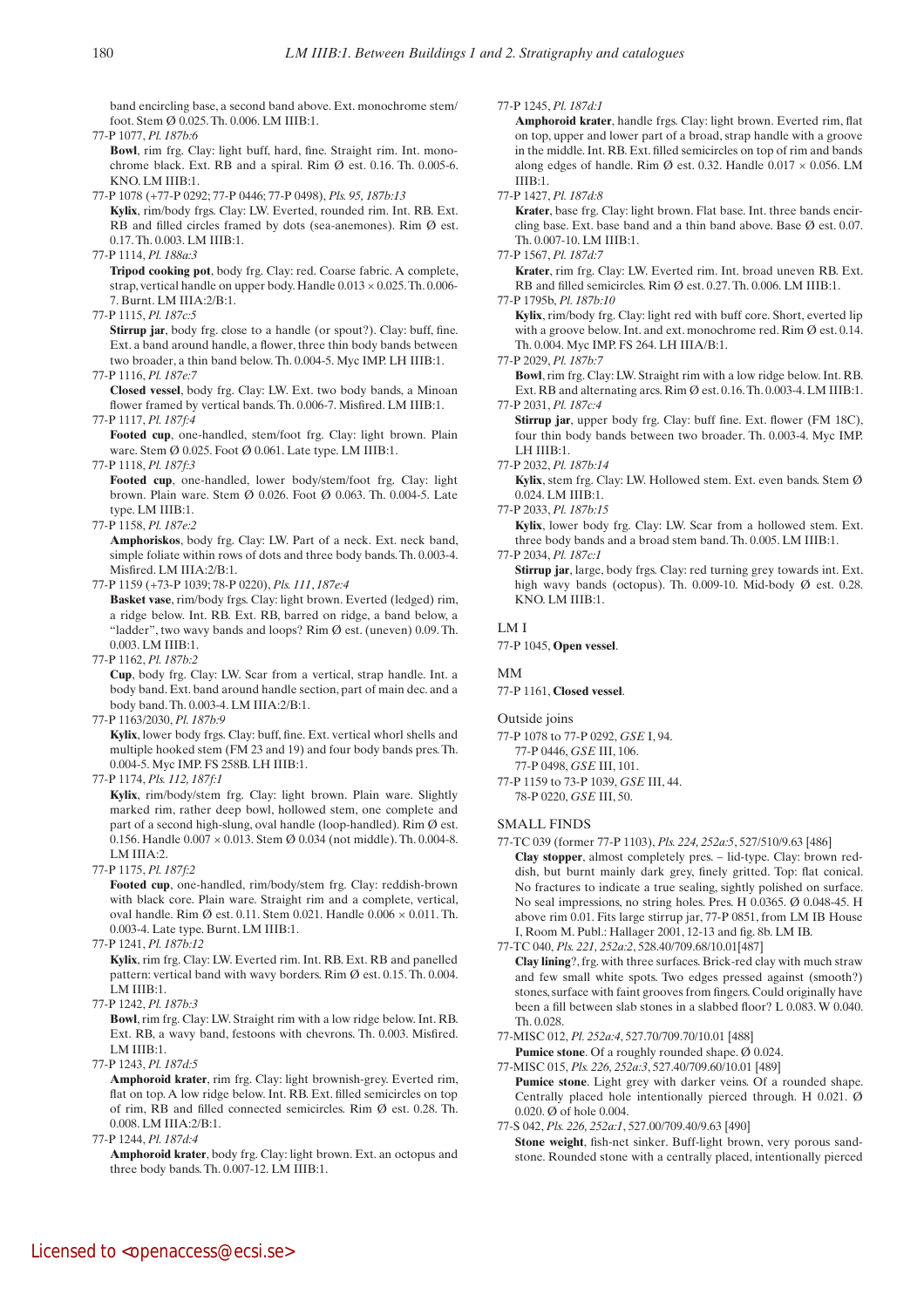band encircling base, a second band above. Ext. monochrome stem/foot. Stem Ø 0.025. Th. 0.006. LM IIIB:1.

77-P 1077, *Pl. 187b:6*
**Bowl**, rim frg. Clay: light buff, hard, fine. Straight rim. Int. monochrome black. Ext. RB and a spiral. Rim Ø est. 0.16. Th. 0.005-6. KNO. LM IIIB:1.

77-P 1078 (+77-P 0292; 77-P 0446; 77-P 0498), *Pls. 95, 187b:13*
**Kylix**, rim/body frgs. Clay: LW. Everted, rounded rim. Int. RB. Ext. RB and filled circles framed by dots (sea-anemones). Rim Ø est. 0.17. Th. 0.003. LM IIIB:1.

77-P 1114, *Pl. 188a:3*
**Tripod cooking pot**, body frg. Clay: red. Coarse fabric. A complete, strap, vertical handle on upper body. Handle 0.013 × 0.025. Th. 0.006-7. Burnt. LM IIIA:2/B:1.

77-P 1115, *Pl. 187c:5*
**Stirrup jar**, body frg. close to a handle (or spout?). Clay: buff, fine. Ext. a band around handle, a flower, three thin body bands between two broader, a thin band below. Th. 0.004-5. Myc IMP. LH IIIB:1.

77-P 1116, *Pl. 187e:7*
**Closed vessel**, body frg. Clay: LW. Ext. two body bands, a Minoan flower framed by vertical bands. Th. 0.006-7. Misfired. LM IIIB:1.

77-P 1117, *Pl. 187f:4*
**Footed cup**, one-handled, stem/foot frg. Clay: light brown. Plain ware. Stem Ø 0.025. Foot Ø 0.061. Late type. LM IIIB:1.

77-P 1118, *Pl. 187f:3*
**Footed cup**, one-handled, lower body/stem/foot frg. Clay: light brown. Plain ware. Stem Ø 0.026. Foot Ø 0.063. Th. 0.004-5. Late type. LM IIIB:1.

77-P 1158, *Pl. 187e:2*
**Amphoriskos**, body frg. Clay: LW. Part of a neck. Ext. neck band, simple foliate within rows of dots and three body bands. Th. 0.003-4. Misfired. LM IIIA:2/B:1.

77-P 1159 (+73-P 1039; 78-P 0220), *Pls. 111, 187e:4*
**Basket vase**, rim/body frgs. Clay: light brown. Everted (ledged) rim, a ridge below. Int. RB. Ext. RB, barred on ridge, a band below, a "ladder", two wavy bands and loops? Rim Ø est. (uneven) 0.09. Th. 0.003. LM IIIB:1.

77-P 1162, *Pl. 187b:2*
**Cup**, body frg. Clay: LW. Scar from a vertical, strap handle. Int. a body band. Ext. band around handle section, part of main dec. and a body band. Th. 0.003-4. LM IIIA:2/B:1.

77-P 1163/2030, *Pl. 187b:9*
**Kylix**, lower body frgs. Clay: buff, fine. Ext. vertical whorl shells and multiple hooked stem (FM 23 and 19) and four body bands pres. Th. 0.004-5. Myc IMP. FS 258B. LH IIIB:1.

77-P 1174, *Pls. 112, 187f:1*
**Kylix**, rim/body/stem frg. Clay: light brown. Plain ware. Slightly marked rim, rather deep bowl, hollowed stem, one complete and part of a second high-slung, oval handle (loop-handled). Rim Ø est. 0.156. Handle 0.007 × 0.013. Stem Ø 0.034 (not middle). Th. 0.004-8. LM IIIA:2.

77-P 1175, *Pl. 187f:2*
**Footed cup**, one-handled, rim/body/stem frg. Clay: reddish-brown with black core. Plain ware. Straight rim and a complete, vertical, oval handle. Rim Ø est. 0.11. Stem 0.021. Handle 0.006 × 0.011. Th. 0.003-4. Late type. Burnt. LM IIIB:1.

77-P 1241, *Pl. 187b:12*
**Kylix**, rim frg. Clay: LW. Everted rim. Int. RB. Ext. RB and panelled pattern: vertical band with wavy borders. Rim Ø est. 0.15. Th. 0.004. LM IIIB:1.

77-P 1242, *Pl. 187b:3*
**Bowl**, rim frg. Clay: LW. Straight rim with a low ridge below. Int. RB. Ext. RB, a wavy band, festoons with chevrons. Th. 0.003. Misfired. LM IIIB:1.

77-P 1243, *Pl. 187d:5*
**Amphoroid krater**, rim frg. Clay: light brownish-grey. Everted rim, flat on top. A low ridge below. Int. RB. Ext. filled semicircles on top of rim, RB and filled connected semicircles. Rim Ø est. 0.28. Th. 0.008. LM IIIA:2/B:1.

77-P 1244, *Pl. 187d:4*
**Amphoroid krater**, body frg. Clay: light brown. Ext. an octopus and three body bands. Th. 0.007-12. LM IIIB:1.

77-P 1245, *Pl. 187d:1*
**Amphoroid krater**, handle frgs. Clay: light brown. Everted rim, flat on top, upper and lower part of a broad, strap handle with a groove in the middle. Int. RB. Ext. filled semicircles on top of rim and bands along edges of handle. Rim Ø est. 0.32. Handle 0.017 × 0.056. LM IIIB:1.

77-P 1427, *Pl. 187d:8*
**Krater**, base frg. Clay: light brown. Flat base. Int. three bands encircling base. Ext. base band and a thin band above. Base Ø est. 0.07. Th. 0.007-10. LM IIIB:1.

77-P 1567, *Pl. 187d:7*
**Krater**, rim frg. Clay: LW. Everted rim. Int. broad uneven RB. Ext. RB and filled semicircles. Rim Ø est. 0.27. Th. 0.006. LM IIIB:1.

77-P 1795b, *Pl. 187b:10*
**Kylix**, rim/body frg. Clay: light red with buff core. Short, everted lip with a groove below. Int. and ext. monochrome red. Rim Ø est. 0.14. Th. 0.004. Myc IMP. FS 264. LH IIIA/B:1.

77-P 2029, *Pl. 187b:7*
**Bowl**, rim frg. Clay: LW. Straight rim with a low ridge below. Int. RB. Ext. RB and alternating arcs. Rim Ø est. 0.16. Th. 0.003-4. LM IIIB:1.

77-P 2031, *Pl. 187c:4*
**Stirrup jar**, upper body frg. Clay: buff fine. Ext. flower (FM 18C), four thin body bands between two broader. Th. 0.003-4. Myc IMP. LH IIIB:1.

77-P 2032, *Pl. 187b:14*
**Kylix**, stem frg. Clay: LW. Hollowed stem. Ext. even bands. Stem Ø 0.024. LM IIIB:1.

77-P 2033, *Pl. 187b:15*
**Kylix**, lower body frg. Clay: LW. Scar from a hollowed stem. Ext. three body bands and a broad stem band. Th. 0.005. LM IIIB:1.

77-P 2034, *Pl. 187c:1*
**Stirrup jar**, large, body frgs. Clay: red turning grey towards int. Ext. high wavy bands (octopus). Th. 0.009-10. Mid-body Ø est. 0.28. KNO. LM IIIB:1.

LM I

77-P 1045, **Open vessel**.

MM

77-P 1161, **Closed vessel**.

Outside joins

77-P 1078 to 77-P 0292, *GSE* I, 94.
77-P 0446, *GSE* III, 106.
77-P 0498, *GSE* III, 101.
77-P 1159 to 73-P 1039, *GSE* III, 44.
78-P 0220, *GSE* III, 50.

SMALL FINDS

77-TC 039 (former 77-P 1103), *Pls. 224, 252a:5*, 527/510/9.63 [486]
**Clay stopper**, almost completely pres. – lid-type. Clay: brown reddish, but burnt mainly dark grey, finely gritted. Top: flat conical. No fractures to indicate a true sealing, sightly polished on surface. No seal impressions, no string holes. Pres. H 0.0365. Ø 0.048-45. H above rim 0.01. Fits large stirrup jar, 77-P 0851, from LM IB House I, Room M. Publ.: Hallager 2001, 12-13 and fig. 8b. LM IB.

77-TC 040, *Pls. 221, 252a:2*, 528.40/709.68/10.01[487]
**Clay lining**?, frg. with three surfaces. Brick-red clay with much straw and few small white spots. Two edges pressed against (smooth?) stones, surface with faint grooves from fingers. Could originally have been a fill between slab stones in a slabbed floor? L 0.083. W 0.040. Th. 0.028.

77-MISC 012, *Pl. 252a:4*, 527.70/709.70/10.01 [488]
**Pumice stone**. Of a roughly rounded shape. Ø 0.024.

77-MISC 015, *Pls. 226, 252a:3*, 527.40/709.60/10.01 [489]
**Pumice stone**. Light grey with darker veins. Of a rounded shape. Centrally placed hole intentionally pierced through. H 0.021. Ø 0.020. Ø of hole 0.004.

77-S 042, *Pls. 226, 252a:1*, 527.00/709.40/9.63 [490]
**Stone weight**, fish-net sinker. Buff-light brown, very porous sandstone. Rounded stone with a centrally placed, intentionally pierced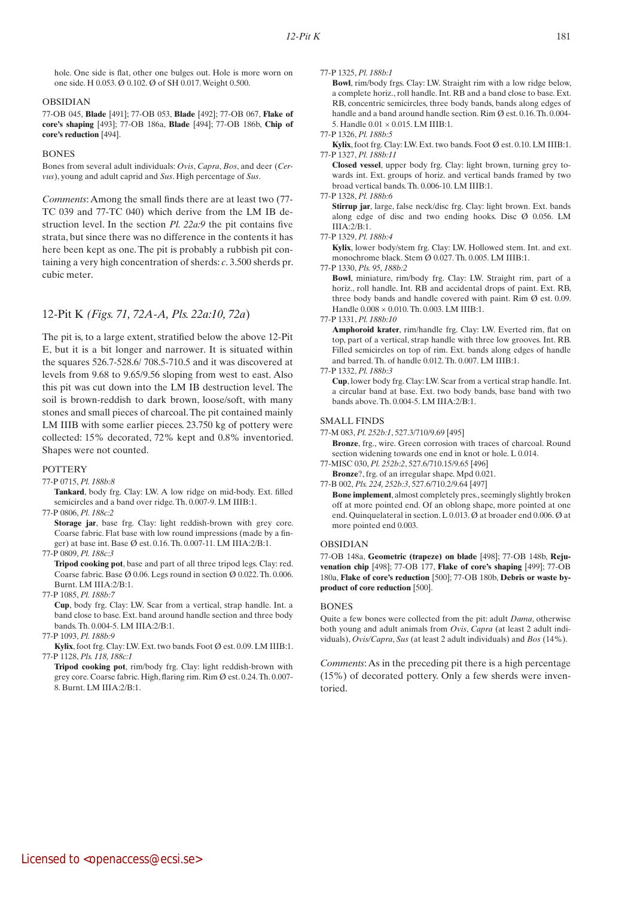hole. One side is flat, other one bulges out. Hole is more worn on one side. H 0.053. Ø 0.102. Ø of SH 0.017. Weight 0.500.

### OBSIDIAN

77-OB 045, **Blade** [491]; 77-OB 053, **Blade** [492]; 77-OB 067, **Flake of core's shaping** [493]; 77-OB 186a, **Blade** [494]; 77-OB 186b, **Chip of core's reduction** [494].

### BONES

Bones from several adult individuals: *Ovis*, *Capra*, *Bos*, and deer (*Cervus*), young and adult caprid and *Sus*. High percentage of *Sus*.

*Comments*: Among the small finds there are at least two (77-TC 039 and 77-TC 040) which derive from the LM IB destruction level. In the section *Pl. 22a:9* the pit contains five strata, but since there was no difference in the contents it has here been kept as one. The pit is probably a rubbish pit containing a very high concentration of sherds: *c*. 3.500 sherds pr. cubic meter.

## 12-Pit K *(Figs. 71, 72A-A, Pls. 22a:10, 72a)*

The pit is, to a large extent, stratified below the above 12-Pit E, but it is a bit longer and narrower. It is situated within the squares 526.7-528.6/ 708.5-710.5 and it was discovered at levels from 9.68 to 9.65/9.56 sloping from west to east. Also this pit was cut down into the LM IB destruction level. The soil is brown-reddish to dark brown, loose/soft, with many stones and small pieces of charcoal. The pit contained mainly LM IIIB with some earlier pieces. 23.750 kg of pottery were collected: 15% decorated, 72% kept and 0.8% inventoried. Shapes were not counted.

### POTTERY

77-P 0715, *Pl. 188b:8*
**Tankard**, body frg. Clay: LW. A low ridge on mid-body. Ext. filled semicircles and a band over ridge. Th. 0.007-9. LM IIIB:1.

77-P 0806, *Pl. 188c:2*
**Storage jar**, base frg. Clay: light reddish-brown with grey core. Coarse fabric. Flat base with low round impressions (made by a finger) at base int. Base Ø est. 0.16. Th. 0.007-11. LM IIIA:2/B:1.

77-P 0809, *Pl. 188c:3*
**Tripod cooking pot**, base and part of all three tripod legs. Clay: red. Coarse fabric. Base Ø 0.06. Legs round in section Ø 0.022. Th. 0.006. Burnt. LM IIIA:2/B:1.

77-P 1085, *Pl. 188b:7*
**Cup**, body frg. Clay: LW. Scar from a vertical, strap handle. Int. a band close to base. Ext. band around handle section and three body bands. Th. 0.004-5. LM IIIA:2/B:1.

77-P 1093, *Pl. 188b:9*
**Kylix**, foot frg. Clay: LW. Ext. two bands. Foot Ø est. 0.09. LM IIIB:1.

77-P 1128, *Pls. 118, 188c:1*
**Tripod cooking pot**, rim/body frg. Clay: light reddish-brown with grey core. Coarse fabric. High, flaring rim. Rim Ø est. 0.24. Th. 0.007-8. Burnt. LM IIIA:2/B:1.

77-P 1325, *Pl. 188b:1*
**Bowl**, rim/body frgs. Clay: LW. Straight rim with a low ridge below, a complete horiz., roll handle. Int. RB and a band close to base. Ext. RB, concentric semicircles, three body bands, bands along edges of handle and a band around handle section. Rim Ø est. 0.16. Th. 0.004-5. Handle 0.01 × 0.015. LM IIIB:1.

77-P 1326, *Pl. 188b:5*
**Kylix**, foot frg. Clay: LW. Ext. two bands. Foot Ø est. 0.10. LM IIIB:1.

77-P 1327, *Pl. 188b:11*
**Closed vessel**, upper body frg. Clay: light brown, turning grey towards int. Ext. groups of horiz. and vertical bands framed by two broad vertical bands. Th. 0.006-10. LM IIIB:1.

77-P 1328, *Pl. 188b:6*
**Stirrup jar**, large, false neck/disc frg. Clay: light brown. Ext. bands along edge of disc and two ending hooks. Disc Ø 0.056. LM IIIA:2/B:1.

77-P 1329, *Pl. 188b:4*
**Kylix**, lower body/stem frg. Clay: LW. Hollowed stem. Int. and ext. monochrome black. Stem Ø 0.027. Th. 0.005. LM IIIB:1.

77-P 1330, *Pls. 95, 188b:2*
**Bowl**, miniature, rim/body frg. Clay: LW. Straight rim, part of a horiz., roll handle. Int. RB and accidental drops of paint. Ext. RB, three body bands and handle covered with paint. Rim Ø est. 0.09. Handle 0.008 × 0.010. Th. 0.003. LM IIIB:1.

77-P 1331, *Pl. 188b:10*
**Amphoroid krater**, rim/handle frg. Clay: LW. Everted rim, flat on top, part of a vertical, strap handle with three low grooves. Int. RB. Filled semicircles on top of rim. Ext. bands along edges of handle and barred. Th. of handle 0.012. Th. 0.007. LM IIIB:1.

77-P 1332, *Pl. 188b:3*
**Cup**, lower body frg. Clay: LW. Scar from a vertical strap handle. Int. a circular band at base. Ext. two body bands, base band with two bands above. Th. 0.004-5. LM IIIA:2/B:1.

### SMALL FINDS

77-M 083, *Pl. 252b:1*, 527.3/710/9.69 [495]
**Bronze**, frg., wire. Green corrosion with traces of charcoal. Round section widening towards one end in knot or hole. L 0.014.

77-MISC 030, *Pl. 252b:2*, 527.6/710.15/9.65 [496]
**Bronze**?, frg. of an irregular shape. Mpd 0.021.

77-B 002, *Pls. 224, 252b:3*, 527.6/710.2/9.64 [497]
**Bone implement**, almost completely pres., seemingly slightly broken off at more pointed end. Of an oblong shape, more pointed at one end. Quinquelateral in section. L 0.013. Ø at broader end 0.006. Ø at more pointed end 0.003.

### OBSIDIAN

77-OB 148a, **Geometric (trapeze) on blade** [498]; 77-OB 148b, **Rejuvenation chip** [498]; 77-OB 177, **Flake of core's shaping** [499]; 77-OB 180a, **Flake of core's reduction** [500]; 77-OB 180b, **Debris or waste by-product of core reduction** [500].

### BONES

Quite a few bones were collected from the pit: adult *Dama*, otherwise both young and adult animals from *Ovis*, *Capra* (at least 2 adult individuals), *Ovis/Capra*, *Sus* (at least 2 adult individuals) and *Bos* (14%).

*Comments*: As in the preceding pit there is a high percentage (15%) of decorated pottery. Only a few sherds were inventoried.